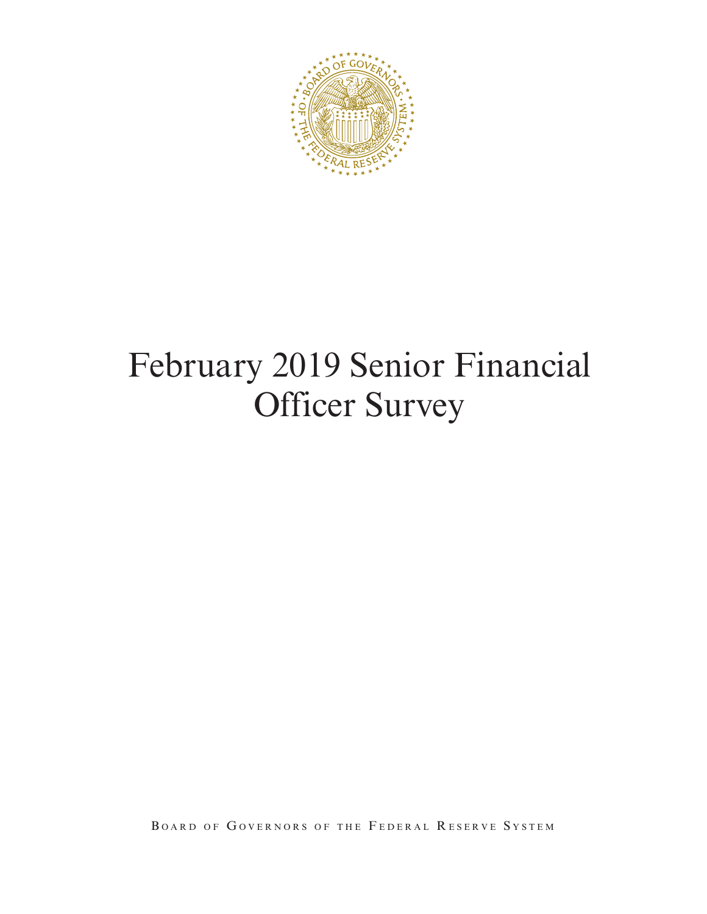# February 2019 Senior Financial Officer Survey

BOARD OF GOVERNORS OF THE FEDERAL RESERVE SYSTEM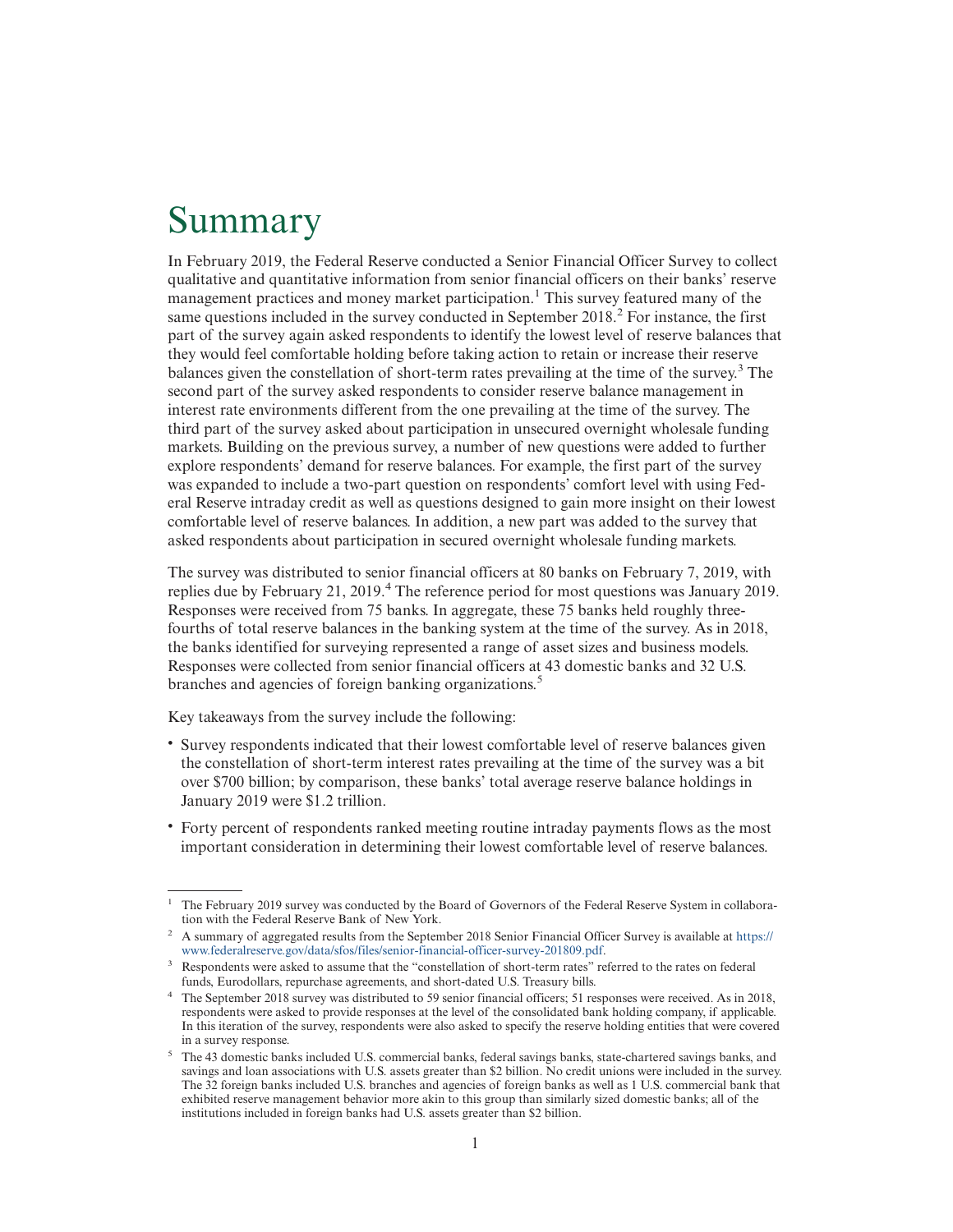# Summary

In February 2019, the Federal Reserve conducted a Senior Financial Officer Survey to collect qualitative and quantitative information from senior financial officers on their banks' reserve management practices and money market participation.[1] This survey featured many of the same questions included in the survey conducted in September 2018.[2] For instance, the first part of the survey again asked respondents to identify the lowest level of reserve balances that they would feel comfortable holding before taking action to retain or increase their reserve balances given the constellation of short-term rates prevailing at the time of the survey.[3] The second part of the survey asked respondents to consider reserve balance management in interest rate environments different from the one prevailing at the time of the survey. The third part of the survey asked about participation in unsecured overnight wholesale funding markets. Building on the previous survey, a number of new questions were added to further explore respondents' demand for reserve balances. For example, the first part of the survey was expanded to include a two-part question on respondents' comfort level with using Federal Reserve intraday credit as well as questions designed to gain more insight on their lowest comfortable level of reserve balances. In addition, a new part was added to the survey that asked respondents about participation in secured overnight wholesale funding markets.

The survey was distributed to senior financial officers at 80 banks on February 7, 2019, with replies due by February 21, 2019.[4] The reference period for most questions was January 2019. Responses were received from 75 banks. In aggregate, these 75 banks held roughly three-fourths of total reserve balances in the banking system at the time of the survey. As in 2018, the banks identified for surveying represented a range of asset sizes and business models. Responses were collected from senior financial officers at 43 domestic banks and 32 U.S. branches and agencies of foreign banking organizations.[5]

Key takeaways from the survey include the following:

- Survey respondents indicated that their lowest comfortable level of reserve balances given the constellation of short-term interest rates prevailing at the time of the survey was a bit over $700 billion; by comparison, these banks' total average reserve balance holdings in January 2019 were $1.2 trillion.
- Forty percent of respondents ranked meeting routine intraday payments flows as the most important consideration in determining their lowest comfortable level of reserve balances.

---

[1] The February 2019 survey was conducted by the Board of Governors of the Federal Reserve System in collaboration with the Federal Reserve Bank of New York.

[2] A summary of aggregated results from the September 2018 Senior Financial Officer Survey is available at https://www.federalreserve.gov/data/sfos/files/senior-financial-officer-survey-201809.pdf.

[3] Respondents were asked to assume that the "constellation of short-term rates" referred to the rates on federal funds, Eurodollars, repurchase agreements, and short-dated U.S. Treasury bills.

[4] The September 2018 survey was distributed to 59 senior financial officers; 51 responses were received. As in 2018, respondents were asked to provide responses at the level of the consolidated bank holding company, if applicable. In this iteration of the survey, respondents were also asked to specify the reserve holding entities that were covered in a survey response.

[5] The 43 domestic banks included U.S. commercial banks, federal savings banks, state-chartered savings banks, and savings and loan associations with U.S. assets greater than $2 billion. No credit unions were included in the survey. The 32 foreign banks included U.S. branches and agencies of foreign banks as well as 1 U.S. commercial bank that exhibited reserve management behavior more akin to this group than similarly sized domestic banks; all of the institutions included in foreign banks had U.S. assets greater than $2 billion.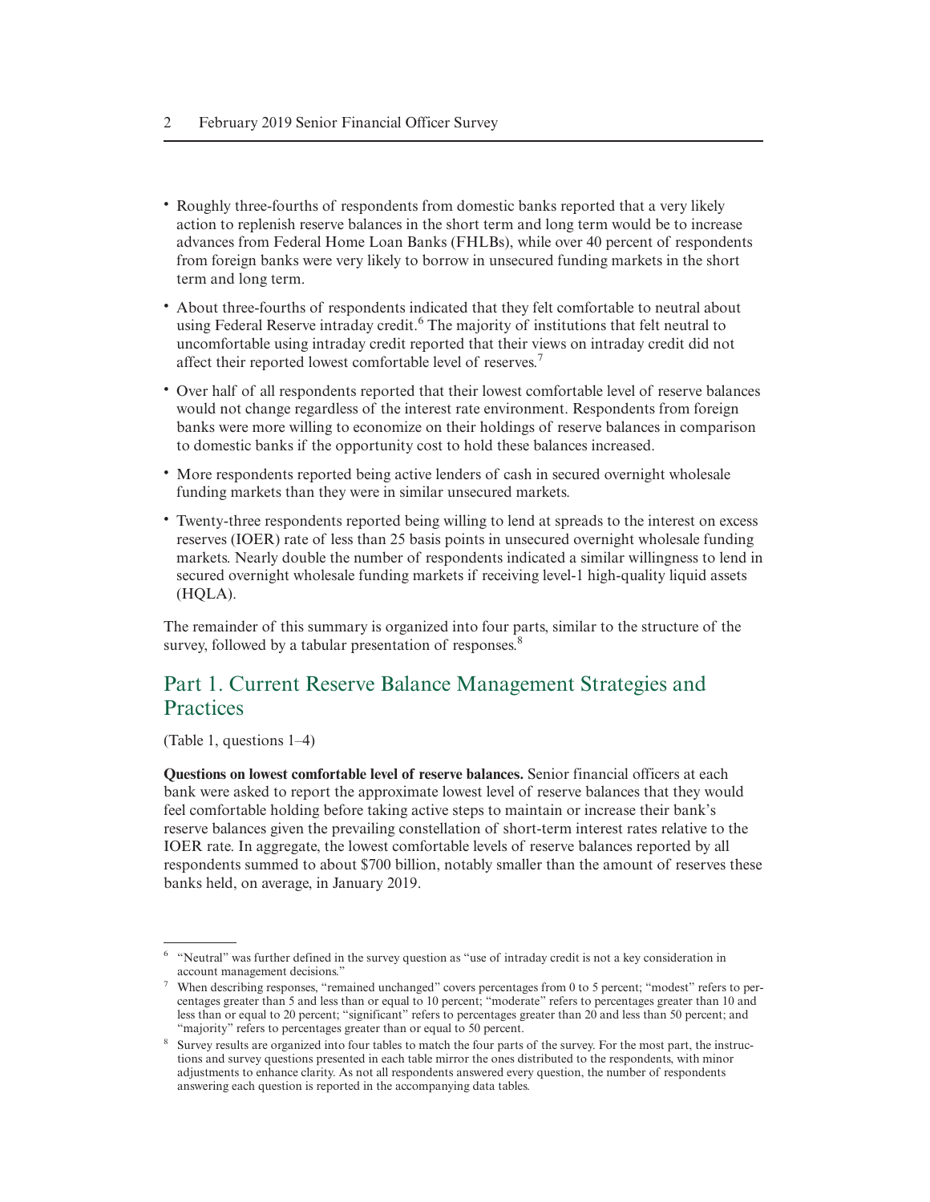- Roughly three-fourths of respondents from domestic banks reported that a very likely action to replenish reserve balances in the short term and long term would be to increase advances from Federal Home Loan Banks (FHLBs), while over 40 percent of respondents from foreign banks were very likely to borrow in unsecured funding markets in the short term and long term.
- About three-fourths of respondents indicated that they felt comfortable to neutral about using Federal Reserve intraday credit.[6] The majority of institutions that felt neutral to uncomfortable using intraday credit reported that their views on intraday credit did not affect their reported lowest comfortable level of reserves.[7]
- Over half of all respondents reported that their lowest comfortable level of reserve balances would not change regardless of the interest rate environment. Respondents from foreign banks were more willing to economize on their holdings of reserve balances in comparison to domestic banks if the opportunity cost to hold these balances increased.
- More respondents reported being active lenders of cash in secured overnight wholesale funding markets than they were in similar unsecured markets.
- Twenty-three respondents reported being willing to lend at spreads to the interest on excess reserves (IOER) rate of less than 25 basis points in unsecured overnight wholesale funding markets. Nearly double the number of respondents indicated a similar willingness to lend in secured overnight wholesale funding markets if receiving level-1 high-quality liquid assets (HQLA).

The remainder of this summary is organized into four parts, similar to the structure of the survey, followed by a tabular presentation of responses.[8]

## Part 1. Current Reserve Balance Management Strategies and Practices

(Table 1, questions 1–4)

**Questions on lowest comfortable level of reserve balances.** Senior financial officers at each bank were asked to report the approximate lowest level of reserve balances that they would feel comfortable holding before taking active steps to maintain or increase their bank's reserve balances given the prevailing constellation of short-term interest rates relative to the IOER rate. In aggregate, the lowest comfortable levels of reserve balances reported by all respondents summed to about $700 billion, notably smaller than the amount of reserves these banks held, on average, in January 2019.

---

[6] "Neutral" was further defined in the survey question as "use of intraday credit is not a key consideration in account management decisions."

[7] When describing responses, "remained unchanged" covers percentages from 0 to 5 percent; "modest" refers to percentages greater than 5 and less than or equal to 10 percent; "moderate" refers to percentages greater than 10 and less than or equal to 20 percent; "significant" refers to percentages greater than 20 and less than 50 percent; and "majority" refers to percentages greater than or equal to 50 percent.

[8] Survey results are organized into four tables to match the four parts of the survey. For the most part, the instructions and survey questions presented in each table mirror the ones distributed to the respondents, with minor adjustments to enhance clarity. As not all respondents answered every question, the number of respondents answering each question is reported in the accompanying data tables.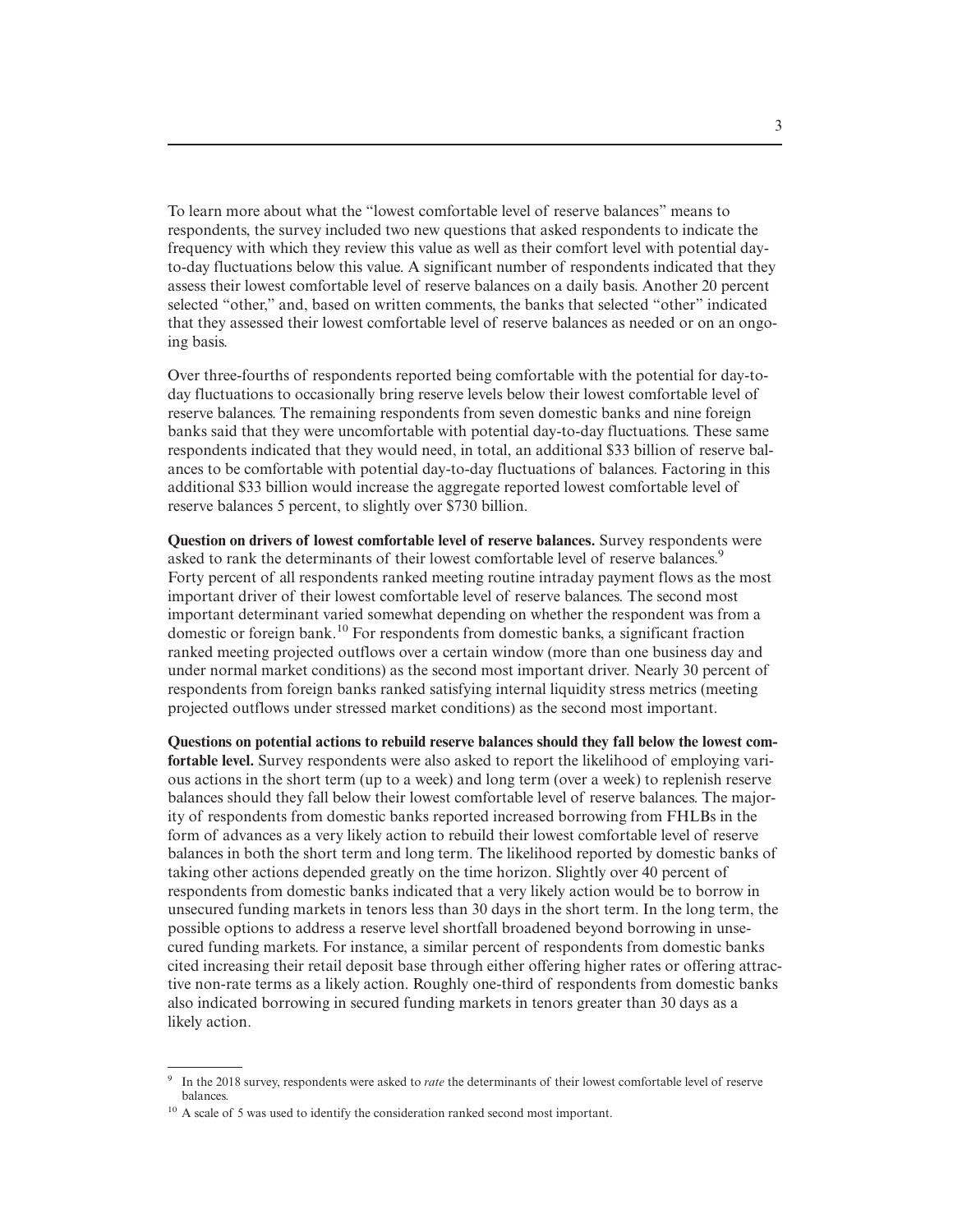To learn more about what the "lowest comfortable level of reserve balances" means to respondents, the survey included two new questions that asked respondents to indicate the frequency with which they review this value as well as their comfort level with potential day-to-day fluctuations below this value. A significant number of respondents indicated that they assess their lowest comfortable level of reserve balances on a daily basis. Another 20 percent selected "other," and, based on written comments, the banks that selected "other" indicated that they assessed their lowest comfortable level of reserve balances as needed or on an ongoing basis.

Over three-fourths of respondents reported being comfortable with the potential for day-to-day fluctuations to occasionally bring reserve levels below their lowest comfortable level of reserve balances. The remaining respondents from seven domestic banks and nine foreign banks said that they were uncomfortable with potential day-to-day fluctuations. These same respondents indicated that they would need, in total, an additional $33 billion of reserve balances to be comfortable with potential day-to-day fluctuations of balances. Factoring in this additional $33 billion would increase the aggregate reported lowest comfortable level of reserve balances 5 percent, to slightly over $730 billion.

**Question on drivers of lowest comfortable level of reserve balances.** Survey respondents were asked to rank the determinants of their lowest comfortable level of reserve balances.[9] Forty percent of all respondents ranked meeting routine intraday payment flows as the most important driver of their lowest comfortable level of reserve balances. The second most important determinant varied somewhat depending on whether the respondent was from a domestic or foreign bank.[10] For respondents from domestic banks, a significant fraction ranked meeting projected outflows over a certain window (more than one business day and under normal market conditions) as the second most important driver. Nearly 30 percent of respondents from foreign banks ranked satisfying internal liquidity stress metrics (meeting projected outflows under stressed market conditions) as the second most important.

**Questions on potential actions to rebuild reserve balances should they fall below the lowest comfortable level.** Survey respondents were also asked to report the likelihood of employing various actions in the short term (up to a week) and long term (over a week) to replenish reserve balances should they fall below their lowest comfortable level of reserve balances. The majority of respondents from domestic banks reported increased borrowing from FHLBs in the form of advances as a very likely action to rebuild their lowest comfortable level of reserve balances in both the short term and long term. The likelihood reported by domestic banks of taking other actions depended greatly on the time horizon. Slightly over 40 percent of respondents from domestic banks indicated that a very likely action would be to borrow in unsecured funding markets in tenors less than 30 days in the short term. In the long term, the possible options to address a reserve level shortfall broadened beyond borrowing in unsecured funding markets. For instance, a similar percent of respondents from domestic banks cited increasing their retail deposit base through either offering higher rates or offering attractive non-rate terms as a likely action. Roughly one-third of respondents from domestic banks also indicated borrowing in secured funding markets in tenors greater than 30 days as a likely action.

---

[9] In the 2018 survey, respondents were asked to *rate* the determinants of their lowest comfortable level of reserve balances.

[10] A scale of 5 was used to identify the consideration ranked second most important.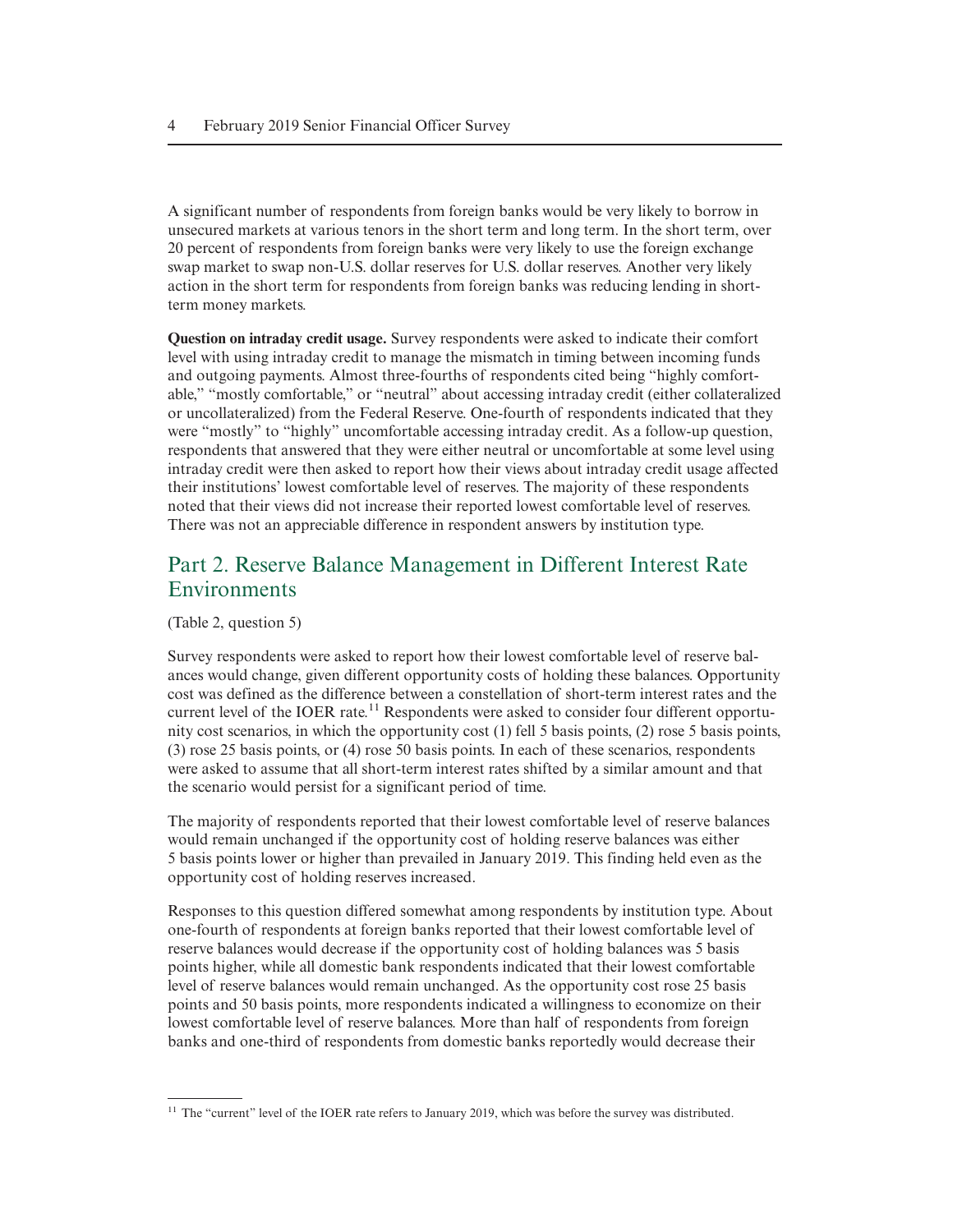A significant number of respondents from foreign banks would be very likely to borrow in unsecured markets at various tenors in the short term and long term. In the short term, over 20 percent of respondents from foreign banks were very likely to use the foreign exchange swap market to swap non-U.S. dollar reserves for U.S. dollar reserves. Another very likely action in the short term for respondents from foreign banks was reducing lending in short-term money markets.

**Question on intraday credit usage.** Survey respondents were asked to indicate their comfort level with using intraday credit to manage the mismatch in timing between incoming funds and outgoing payments. Almost three-fourths of respondents cited being "highly comfortable," "mostly comfortable," or "neutral" about accessing intraday credit (either collateralized or uncollateralized) from the Federal Reserve. One-fourth of respondents indicated that they were "mostly" to "highly" uncomfortable accessing intraday credit. As a follow-up question, respondents that answered that they were either neutral or uncomfortable at some level using intraday credit were then asked to report how their views about intraday credit usage affected their institutions' lowest comfortable level of reserves. The majority of these respondents noted that their views did not increase their reported lowest comfortable level of reserves. There was not an appreciable difference in respondent answers by institution type.

## Part 2. Reserve Balance Management in Different Interest Rate Environments

(Table 2, question 5)

Survey respondents were asked to report how their lowest comfortable level of reserve balances would change, given different opportunity costs of holding these balances. Opportunity cost was defined as the difference between a constellation of short-term interest rates and the current level of the IOER rate.[11] Respondents were asked to consider four different opportunity cost scenarios, in which the opportunity cost (1) fell 5 basis points, (2) rose 5 basis points, (3) rose 25 basis points, or (4) rose 50 basis points. In each of these scenarios, respondents were asked to assume that all short-term interest rates shifted by a similar amount and that the scenario would persist for a significant period of time.

The majority of respondents reported that their lowest comfortable level of reserve balances would remain unchanged if the opportunity cost of holding reserve balances was either 5 basis points lower or higher than prevailed in January 2019. This finding held even as the opportunity cost of holding reserves increased.

Responses to this question differed somewhat among respondents by institution type. About one-fourth of respondents at foreign banks reported that their lowest comfortable level of reserve balances would decrease if the opportunity cost of holding balances was 5 basis points higher, while all domestic bank respondents indicated that their lowest comfortable level of reserve balances would remain unchanged. As the opportunity cost rose 25 basis points and 50 basis points, more respondents indicated a willingness to economize on their lowest comfortable level of reserve balances. More than half of respondents from foreign banks and one-third of respondents from domestic banks reportedly would decrease their

[11] The "current" level of the IOER rate refers to January 2019, which was before the survey was distributed.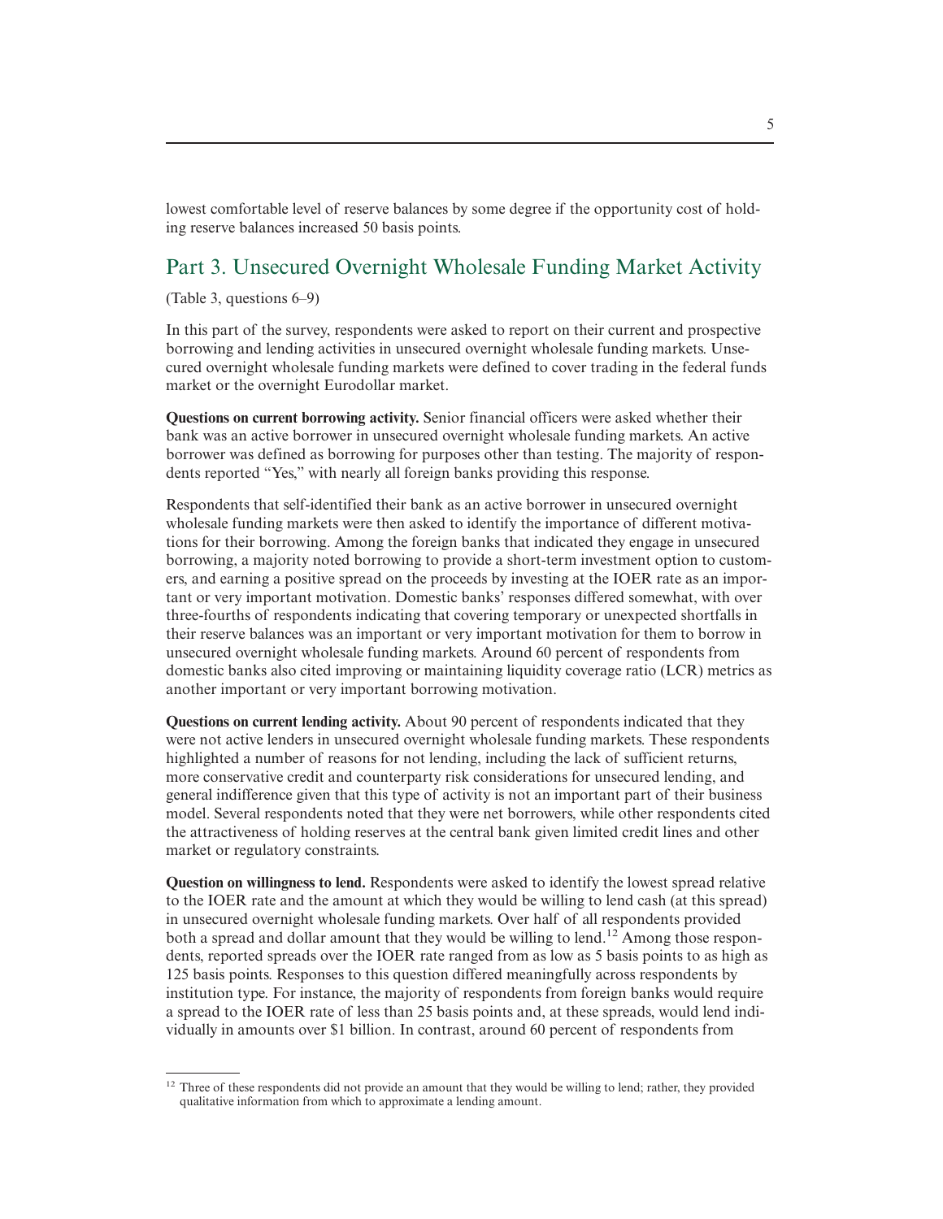lowest comfortable level of reserve balances by some degree if the opportunity cost of holding reserve balances increased 50 basis points.

## Part 3. Unsecured Overnight Wholesale Funding Market Activity

(Table 3, questions 6–9)

In this part of the survey, respondents were asked to report on their current and prospective borrowing and lending activities in unsecured overnight wholesale funding markets. Unsecured overnight wholesale funding markets were defined to cover trading in the federal funds market or the overnight Eurodollar market.

**Questions on current borrowing activity.** Senior financial officers were asked whether their bank was an active borrower in unsecured overnight wholesale funding markets. An active borrower was defined as borrowing for purposes other than testing. The majority of respondents reported "Yes," with nearly all foreign banks providing this response.

Respondents that self-identified their bank as an active borrower in unsecured overnight wholesale funding markets were then asked to identify the importance of different motivations for their borrowing. Among the foreign banks that indicated they engage in unsecured borrowing, a majority noted borrowing to provide a short-term investment option to customers, and earning a positive spread on the proceeds by investing at the IOER rate as an important or very important motivation. Domestic banks' responses differed somewhat, with over three-fourths of respondents indicating that covering temporary or unexpected shortfalls in their reserve balances was an important or very important motivation for them to borrow in unsecured overnight wholesale funding markets. Around 60 percent of respondents from domestic banks also cited improving or maintaining liquidity coverage ratio (LCR) metrics as another important or very important borrowing motivation.

**Questions on current lending activity.** About 90 percent of respondents indicated that they were not active lenders in unsecured overnight wholesale funding markets. These respondents highlighted a number of reasons for not lending, including the lack of sufficient returns, more conservative credit and counterparty risk considerations for unsecured lending, and general indifference given that this type of activity is not an important part of their business model. Several respondents noted that they were net borrowers, while other respondents cited the attractiveness of holding reserves at the central bank given limited credit lines and other market or regulatory constraints.

**Question on willingness to lend.** Respondents were asked to identify the lowest spread relative to the IOER rate and the amount at which they would be willing to lend cash (at this spread) in unsecured overnight wholesale funding markets. Over half of all respondents provided both a spread and dollar amount that they would be willing to lend.[12] Among those respondents, reported spreads over the IOER rate ranged from as low as 5 basis points to as high as 125 basis points. Responses to this question differed meaningfully across respondents by institution type. For instance, the majority of respondents from foreign banks would require a spread to the IOER rate of less than 25 basis points and, at these spreads, would lend individually in amounts over $1 billion. In contrast, around 60 percent of respondents from

[12] Three of these respondents did not provide an amount that they would be willing to lend; rather, they provided qualitative information from which to approximate a lending amount.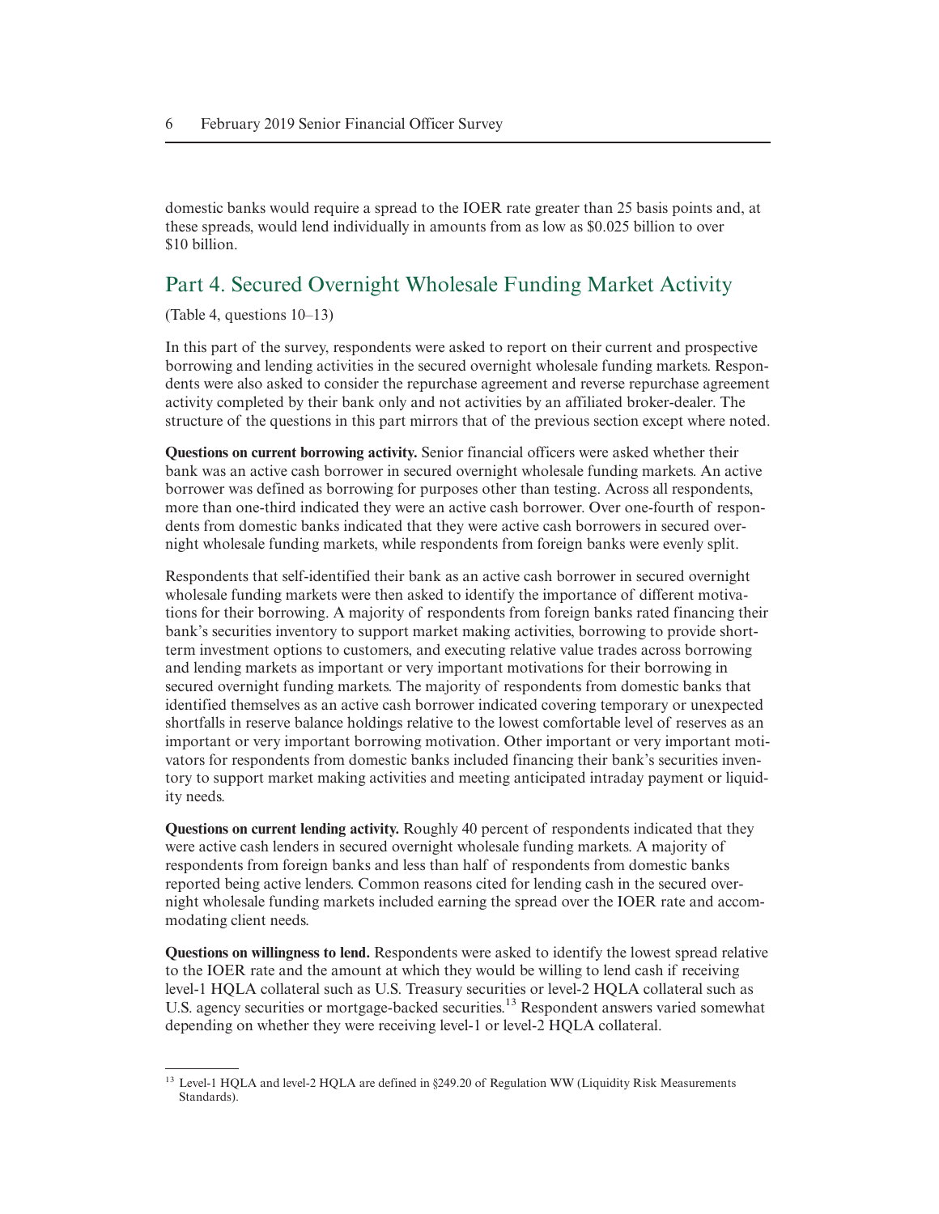domestic banks would require a spread to the IOER rate greater than 25 basis points and, at these spreads, would lend individually in amounts from as low as $0.025 billion to over $10 billion.

## Part 4. Secured Overnight Wholesale Funding Market Activity

(Table 4, questions 10–13)

In this part of the survey, respondents were asked to report on their current and prospective borrowing and lending activities in the secured overnight wholesale funding markets. Respondents were also asked to consider the repurchase agreement and reverse repurchase agreement activity completed by their bank only and not activities by an affiliated broker-dealer. The structure of the questions in this part mirrors that of the previous section except where noted.

**Questions on current borrowing activity.** Senior financial officers were asked whether their bank was an active cash borrower in secured overnight wholesale funding markets. An active borrower was defined as borrowing for purposes other than testing. Across all respondents, more than one-third indicated they were an active cash borrower. Over one-fourth of respondents from domestic banks indicated that they were active cash borrowers in secured overnight wholesale funding markets, while respondents from foreign banks were evenly split.

Respondents that self-identified their bank as an active cash borrower in secured overnight wholesale funding markets were then asked to identify the importance of different motivations for their borrowing. A majority of respondents from foreign banks rated financing their bank's securities inventory to support market making activities, borrowing to provide short-term investment options to customers, and executing relative value trades across borrowing and lending markets as important or very important motivations for their borrowing in secured overnight funding markets. The majority of respondents from domestic banks that identified themselves as an active cash borrower indicated covering temporary or unexpected shortfalls in reserve balance holdings relative to the lowest comfortable level of reserves as an important or very important borrowing motivation. Other important or very important motivators for respondents from domestic banks included financing their bank's securities inventory to support market making activities and meeting anticipated intraday payment or liquidity needs.

**Questions on current lending activity.** Roughly 40 percent of respondents indicated that they were active cash lenders in secured overnight wholesale funding markets. A majority of respondents from foreign banks and less than half of respondents from domestic banks reported being active lenders. Common reasons cited for lending cash in the secured overnight wholesale funding markets included earning the spread over the IOER rate and accommodating client needs.

**Questions on willingness to lend.** Respondents were asked to identify the lowest spread relative to the IOER rate and the amount at which they would be willing to lend cash if receiving level-1 HQLA collateral such as U.S. Treasury securities or level-2 HQLA collateral such as U.S. agency securities or mortgage-backed securities.[13] Respondent answers varied somewhat depending on whether they were receiving level-1 or level-2 HQLA collateral.

[13] Level-1 HQLA and level-2 HQLA are defined in §249.20 of Regulation WW (Liquidity Risk Measurements Standards).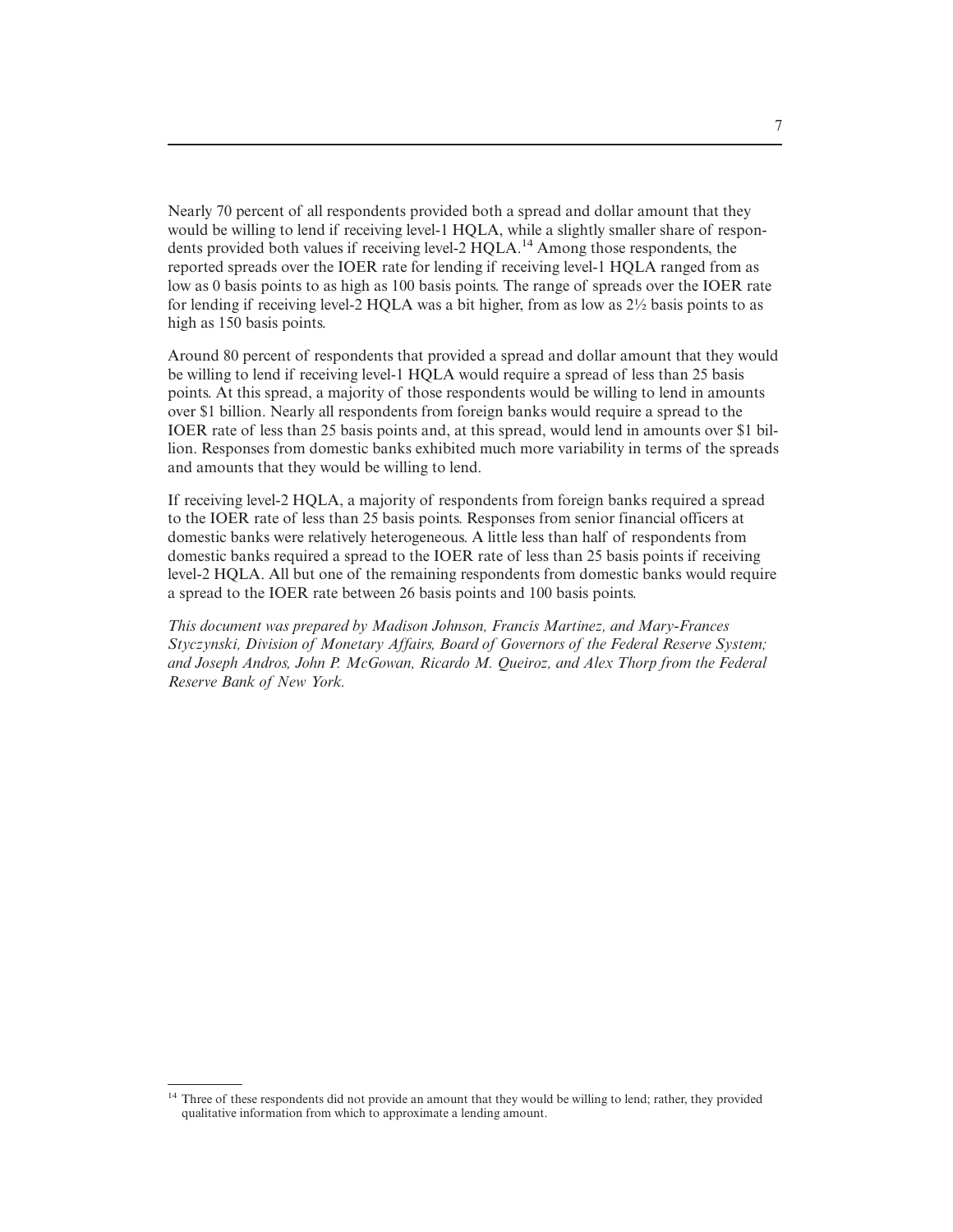Nearly 70 percent of all respondents provided both a spread and dollar amount that they would be willing to lend if receiving level-1 HQLA, while a slightly smaller share of respondents provided both values if receiving level-2 HQLA.[14] Among those respondents, the reported spreads over the IOER rate for lending if receiving level-1 HQLA ranged from as low as 0 basis points to as high as 100 basis points. The range of spreads over the IOER rate for lending if receiving level-2 HQLA was a bit higher, from as low as 2½ basis points to as high as 150 basis points.

Around 80 percent of respondents that provided a spread and dollar amount that they would be willing to lend if receiving level-1 HQLA would require a spread of less than 25 basis points. At this spread, a majority of those respondents would be willing to lend in amounts over $1 billion. Nearly all respondents from foreign banks would require a spread to the IOER rate of less than 25 basis points and, at this spread, would lend in amounts over $1 billion. Responses from domestic banks exhibited much more variability in terms of the spreads and amounts that they would be willing to lend.

If receiving level-2 HQLA, a majority of respondents from foreign banks required a spread to the IOER rate of less than 25 basis points. Responses from senior financial officers at domestic banks were relatively heterogeneous. A little less than half of respondents from domestic banks required a spread to the IOER rate of less than 25 basis points if receiving level-2 HQLA. All but one of the remaining respondents from domestic banks would require a spread to the IOER rate between 26 basis points and 100 basis points.

*This document was prepared by Madison Johnson, Francis Martinez, and Mary-Frances Styczynski, Division of Monetary Affairs, Board of Governors of the Federal Reserve System; and Joseph Andros, John P. McGowan, Ricardo M. Queiroz, and Alex Thorp from the Federal Reserve Bank of New York.*

---

[14] Three of these respondents did not provide an amount that they would be willing to lend; rather, they provided qualitative information from which to approximate a lending amount.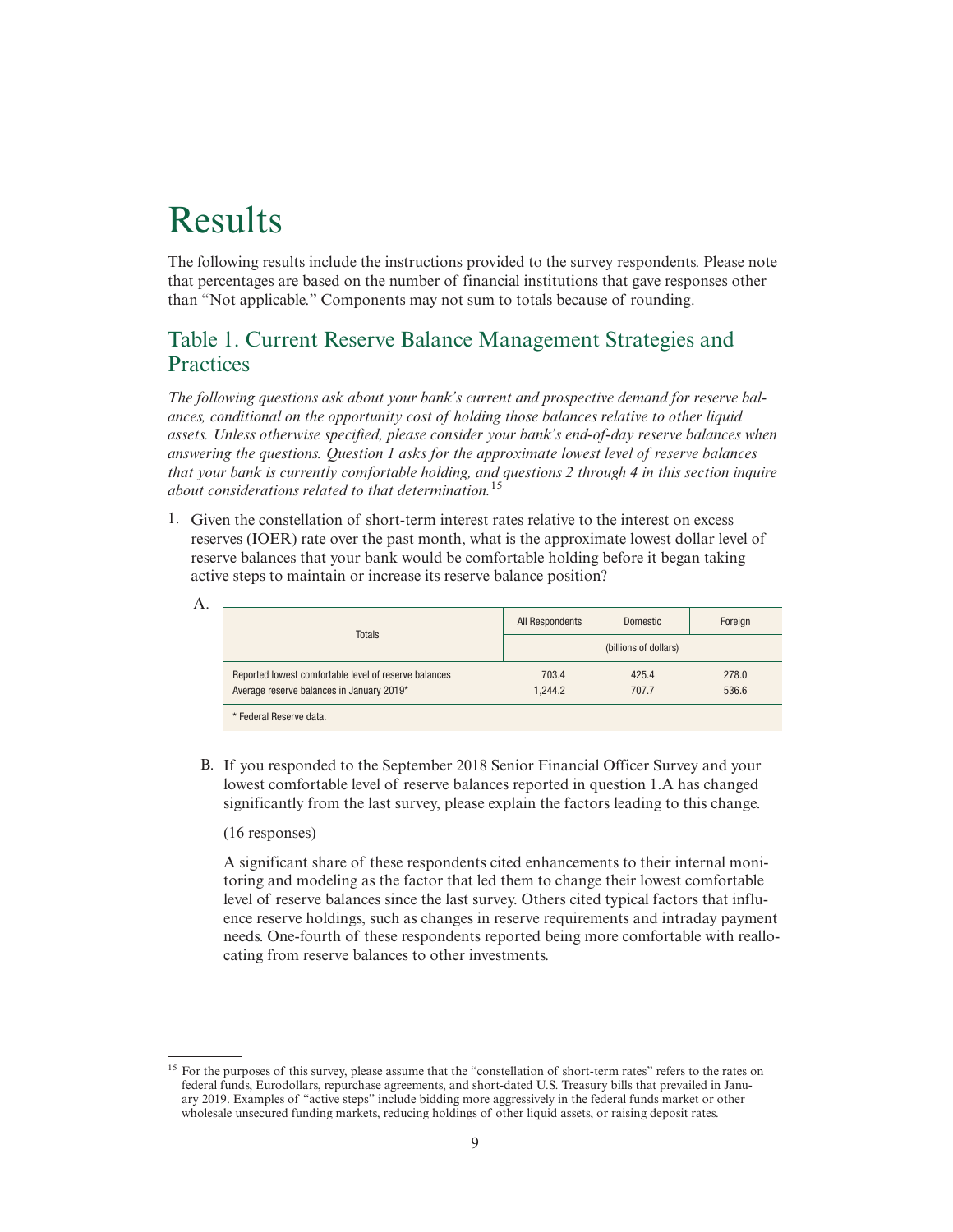# Results

The following results include the instructions provided to the survey respondents. Please note that percentages are based on the number of financial institutions that gave responses other than "Not applicable." Components may not sum to totals because of rounding.

## Table 1. Current Reserve Balance Management Strategies and Practices

*The following questions ask about your bank's current and prospective demand for reserve balances, conditional on the opportunity cost of holding those balances relative to other liquid assets. Unless otherwise specified, please consider your bank's end-of-day reserve balances when answering the questions. Question 1 asks for the approximate lowest level of reserve balances that your bank is currently comfortable holding, and questions 2 through 4 in this section inquire about considerations related to that determination.*[15]

1. Given the constellation of short-term interest rates relative to the interest on excess reserves (IOER) rate over the past month, what is the approximate lowest dollar level of reserve balances that your bank would be comfortable holding before it began taking active steps to maintain or increase its reserve balance position?

A.

| Totals | All Respondents | Domestic | Foreign |
|---|---|---|---|
| | (billions of dollars) | | |
| Reported lowest comfortable level of reserve balances | 703.4 | 425.4 | 278.0 |
| Average reserve balances in January 2019* | 1,244.2 | 707.7 | 536.6 |

\* Federal Reserve data.

B. If you responded to the September 2018 Senior Financial Officer Survey and your lowest comfortable level of reserve balances reported in question 1.A has changed significantly from the last survey, please explain the factors leading to this change.

(16 responses)

A significant share of these respondents cited enhancements to their internal monitoring and modeling as the factor that led them to change their lowest comfortable level of reserve balances since the last survey. Others cited typical factors that influence reserve holdings, such as changes in reserve requirements and intraday payment needs. One-fourth of these respondents reported being more comfortable with reallocating from reserve balances to other investments.

---

[15] For the purposes of this survey, please assume that the "constellation of short-term rates" refers to the rates on federal funds, Eurodollars, repurchase agreements, and short-dated U.S. Treasury bills that prevailed in January 2019. Examples of "active steps" include bidding more aggressively in the federal funds market or other wholesale unsecured funding markets, reducing holdings of other liquid assets, or raising deposit rates.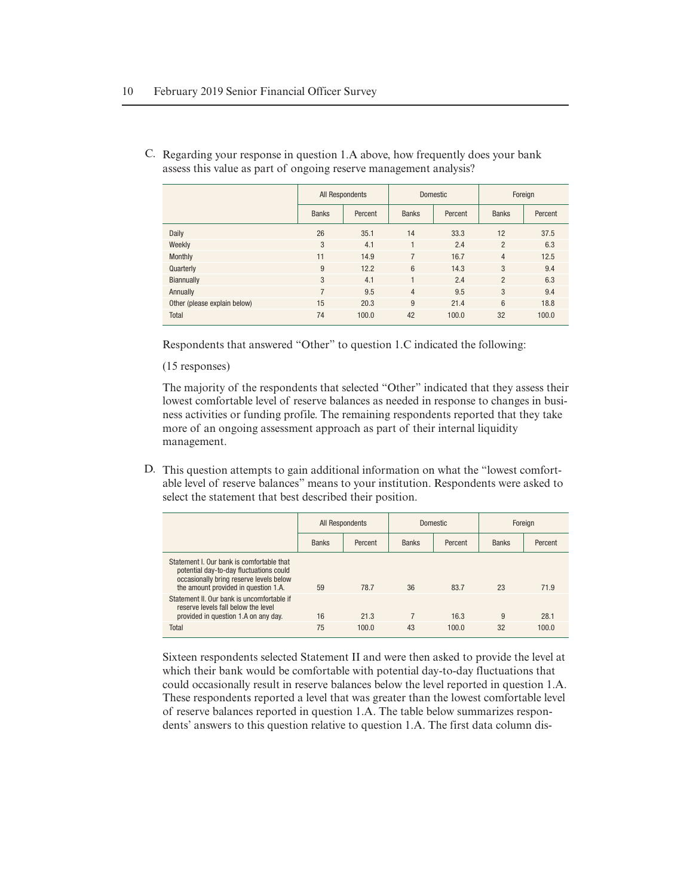C. Regarding your response in question 1.A above, how frequently does your bank assess this value as part of ongoing reserve management analysis?

| | All Respondents | | Domestic | | Foreign | |
|---|---|---|---|---|---|---|
| | Banks | Percent | Banks | Percent | Banks | Percent |
| Daily | 26 | 35.1 | 14 | 33.3 | 12 | 37.5 |
| Weekly | 3 | 4.1 | 1 | 2.4 | 2 | 6.3 |
| Monthly | 11 | 14.9 | 7 | 16.7 | 4 | 12.5 |
| Quarterly | 9 | 12.2 | 6 | 14.3 | 3 | 9.4 |
| Biannually | 3 | 4.1 | 1 | 2.4 | 2 | 6.3 |
| Annually | 7 | 9.5 | 4 | 9.5 | 3 | 9.4 |
| Other (please explain below) | 15 | 20.3 | 9 | 21.4 | 6 | 18.8 |
| Total | 74 | 100.0 | 42 | 100.0 | 32 | 100.0 |

Respondents that answered "Other" to question 1.C indicated the following:

(15 responses)

The majority of the respondents that selected "Other" indicated that they assess their lowest comfortable level of reserve balances as needed in response to changes in business activities or funding profile. The remaining respondents reported that they take more of an ongoing assessment approach as part of their internal liquidity management.

D. This question attempts to gain additional information on what the "lowest comfortable level of reserve balances" means to your institution. Respondents were asked to select the statement that best described their position.

| | All Respondents | | Domestic | | Foreign | |
|---|---|---|---|---|---|---|
| | Banks | Percent | Banks | Percent | Banks | Percent |
| Statement I. Our bank is comfortable that potential day-to-day fluctuations could occasionally bring reserve levels below the amount provided in question 1.A. | 59 | 78.7 | 36 | 83.7 | 23 | 71.9 |
| Statement II. Our bank is uncomfortable if reserve levels fall below the level provided in question 1.A on any day. | 16 | 21.3 | 7 | 16.3 | 9 | 28.1 |
| Total | 75 | 100.0 | 43 | 100.0 | 32 | 100.0 |

Sixteen respondents selected Statement II and were then asked to provide the level at which their bank would be comfortable with potential day-to-day fluctuations that could occasionally result in reserve balances below the level reported in question 1.A. These respondents reported a level that was greater than the lowest comfortable level of reserve balances reported in question 1.A. The table below summarizes respondents' answers to this question relative to question 1.A. The first data column dis-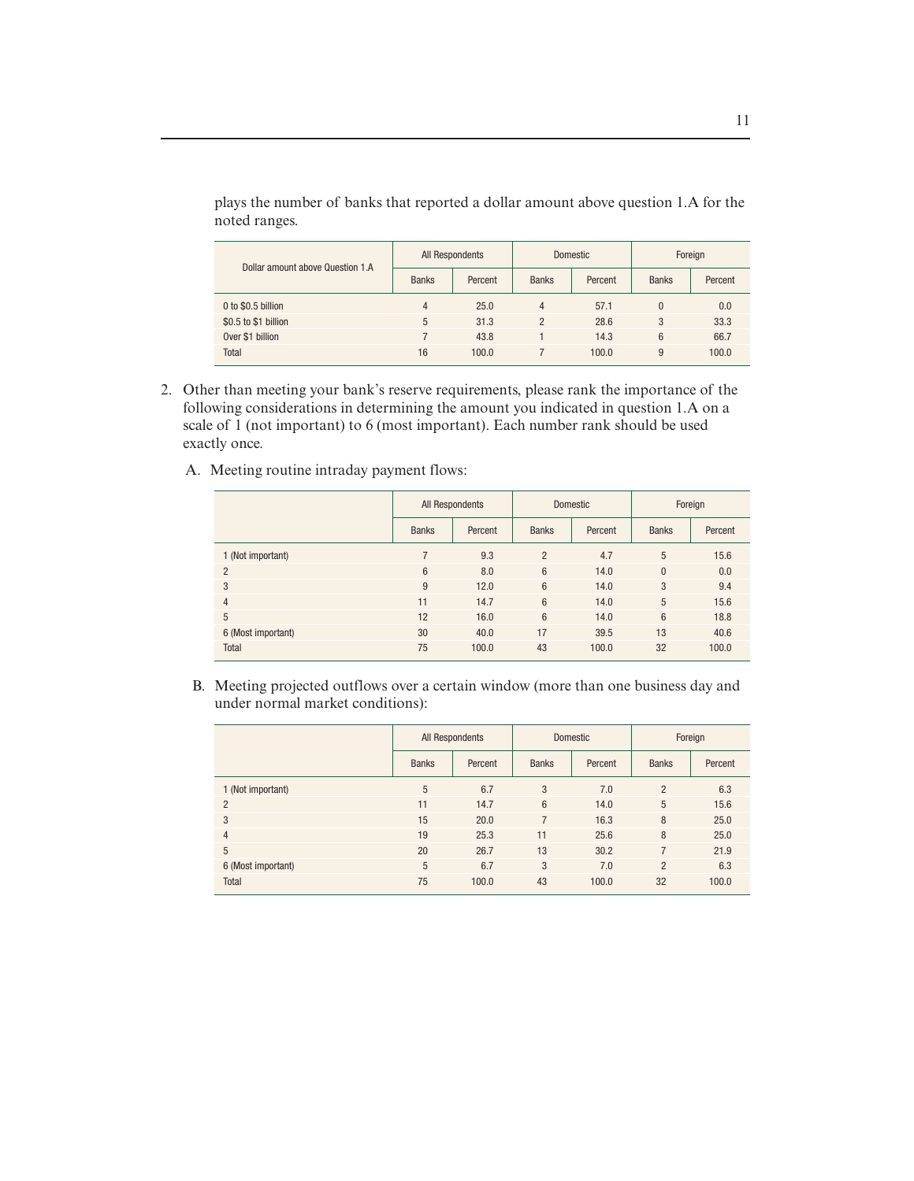plays the number of banks that reported a dollar amount above question 1.A for the noted ranges.

| Dollar amount above Question 1.A | All Respondents | | Domestic | | Foreign | |
|---|---|---|---|---|---|---|
| | Banks | Percent | Banks | Percent | Banks | Percent |
| 0 to $0.5 billion | 4 | 25.0 | 4 | 57.1 | 0 | 0.0 |
| $0.5 to $1 billion | 5 | 31.3 | 2 | 28.6 | 3 | 33.3 |
| Over $1 billion | 7 | 43.8 | 1 | 14.3 | 6 | 66.7 |
| Total | 16 | 100.0 | 7 | 100.0 | 9 | 100.0 |

2. Other than meeting your bank's reserve requirements, please rank the importance of the following considerations in determining the amount you indicated in question 1.A on a scale of 1 (not important) to 6 (most important). Each number rank should be used exactly once.

   A. Meeting routine intraday payment flows:

| | All Respondents | | Domestic | | Foreign | |
|---|---|---|---|---|---|---|
| | Banks | Percent | Banks | Percent | Banks | Percent |
| 1 (Not important) | 7 | 9.3 | 2 | 4.7 | 5 | 15.6 |
| 2 | 6 | 8.0 | 6 | 14.0 | 0 | 0.0 |
| 3 | 9 | 12.0 | 6 | 14.0 | 3 | 9.4 |
| 4 | 11 | 14.7 | 6 | 14.0 | 5 | 15.6 |
| 5 | 12 | 16.0 | 6 | 14.0 | 6 | 18.8 |
| 6 (Most important) | 30 | 40.0 | 17 | 39.5 | 13 | 40.6 |
| Total | 75 | 100.0 | 43 | 100.0 | 32 | 100.0 |

   B. Meeting projected outflows over a certain window (more than one business day and under normal market conditions):

| | All Respondents | | Domestic | | Foreign | |
|---|---|---|---|---|---|---|
| | Banks | Percent | Banks | Percent | Banks | Percent |
| 1 (Not important) | 5 | 6.7 | 3 | 7.0 | 2 | 6.3 |
| 2 | 11 | 14.7 | 6 | 14.0 | 5 | 15.6 |
| 3 | 15 | 20.0 | 7 | 16.3 | 8 | 25.0 |
| 4 | 19 | 25.3 | 11 | 25.6 | 8 | 25.0 |
| 5 | 20 | 26.7 | 13 | 30.2 | 7 | 21.9 |
| 6 (Most important) | 5 | 6.7 | 3 | 7.0 | 2 | 6.3 |
| Total | 75 | 100.0 | 43 | 100.0 | 32 | 100.0 |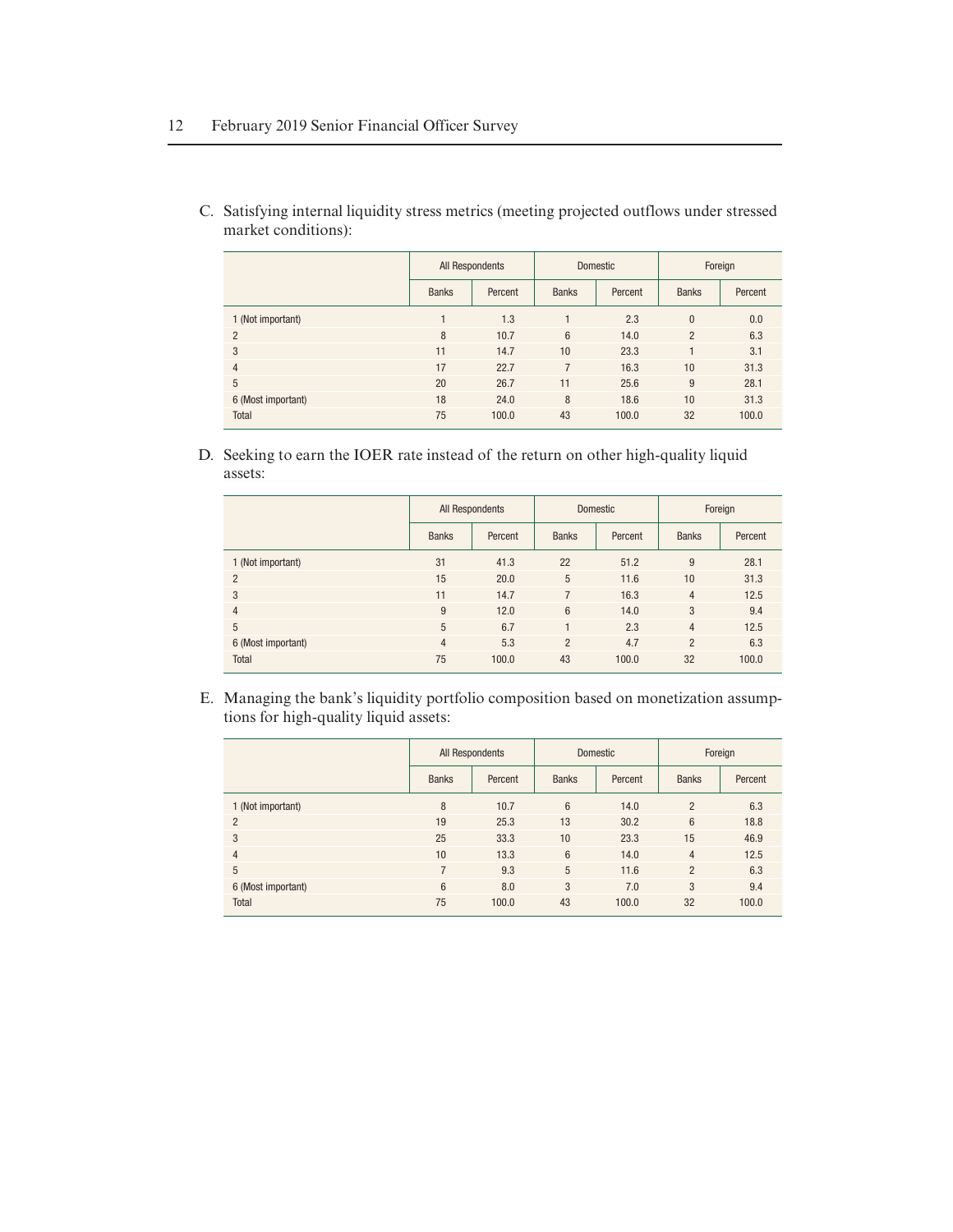C. Satisfying internal liquidity stress metrics (meeting projected outflows under stressed market conditions):

| | All Respondents | | Domestic | | Foreign | |
|---|---|---|---|---|---|---|
| | Banks | Percent | Banks | Percent | Banks | Percent |
| 1 (Not important) | 1 | 1.3 | 1 | 2.3 | 0 | 0.0 |
| 2 | 8 | 10.7 | 6 | 14.0 | 2 | 6.3 |
| 3 | 11 | 14.7 | 10 | 23.3 | 1 | 3.1 |
| 4 | 17 | 22.7 | 7 | 16.3 | 10 | 31.3 |
| 5 | 20 | 26.7 | 11 | 25.6 | 9 | 28.1 |
| 6 (Most important) | 18 | 24.0 | 8 | 18.6 | 10 | 31.3 |
| Total | 75 | 100.0 | 43 | 100.0 | 32 | 100.0 |

D. Seeking to earn the IOER rate instead of the return on other high-quality liquid assets:

| | All Respondents | | Domestic | | Foreign | |
|---|---|---|---|---|---|---|
| | Banks | Percent | Banks | Percent | Banks | Percent |
| 1 (Not important) | 31 | 41.3 | 22 | 51.2 | 9 | 28.1 |
| 2 | 15 | 20.0 | 5 | 11.6 | 10 | 31.3 |
| 3 | 11 | 14.7 | 7 | 16.3 | 4 | 12.5 |
| 4 | 9 | 12.0 | 6 | 14.0 | 3 | 9.4 |
| 5 | 5 | 6.7 | 1 | 2.3 | 4 | 12.5 |
| 6 (Most important) | 4 | 5.3 | 2 | 4.7 | 2 | 6.3 |
| Total | 75 | 100.0 | 43 | 100.0 | 32 | 100.0 |

E. Managing the bank's liquidity portfolio composition based on monetization assumptions for high-quality liquid assets:

| | All Respondents | | Domestic | | Foreign | |
|---|---|---|---|---|---|---|
| | Banks | Percent | Banks | Percent | Banks | Percent |
| 1 (Not important) | 8 | 10.7 | 6 | 14.0 | 2 | 6.3 |
| 2 | 19 | 25.3 | 13 | 30.2 | 6 | 18.8 |
| 3 | 25 | 33.3 | 10 | 23.3 | 15 | 46.9 |
| 4 | 10 | 13.3 | 6 | 14.0 | 4 | 12.5 |
| 5 | 7 | 9.3 | 5 | 11.6 | 2 | 6.3 |
| 6 (Most important) | 6 | 8.0 | 3 | 7.0 | 3 | 9.4 |
| Total | 75 | 100.0 | 43 | 100.0 | 32 | 100.0 |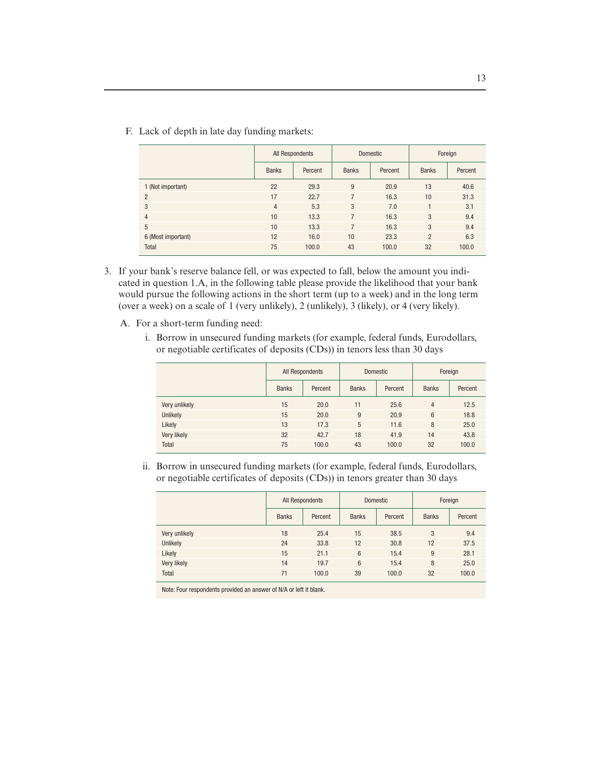F. Lack of depth in late day funding markets:

| | All Respondents | | Domestic | | Foreign | |
|---|---|---|---|---|---|---|
| | Banks | Percent | Banks | Percent | Banks | Percent |
| 1 (Not important) | 22 | 29.3 | 9 | 20.9 | 13 | 40.6 |
| 2 | 17 | 22.7 | 7 | 16.3 | 10 | 31.3 |
| 3 | 4 | 5.3 | 3 | 7.0 | 1 | 3.1 |
| 4 | 10 | 13.3 | 7 | 16.3 | 3 | 9.4 |
| 5 | 10 | 13.3 | 7 | 16.3 | 3 | 9.4 |
| 6 (Most important) | 12 | 16.0 | 10 | 23.3 | 2 | 6.3 |
| Total | 75 | 100.0 | 43 | 100.0 | 32 | 100.0 |

3. If your bank's reserve balance fell, or was expected to fall, below the amount you indicated in question 1.A, in the following table please provide the likelihood that your bank would pursue the following actions in the short term (up to a week) and in the long term (over a week) on a scale of 1 (very unlikely), 2 (unlikely), 3 (likely), or 4 (very likely).

   A. For a short-term funding need:

      i. Borrow in unsecured funding markets (for example, federal funds, Eurodollars, or negotiable certificates of deposits (CDs)) in tenors less than 30 days

| | All Respondents | | Domestic | | Foreign | |
|---|---|---|---|---|---|---|
| | Banks | Percent | Banks | Percent | Banks | Percent |
| Very unlikely | 15 | 20.0 | 11 | 25.6 | 4 | 12.5 |
| Unlikely | 15 | 20.0 | 9 | 20.9 | 6 | 18.8 |
| Likely | 13 | 17.3 | 5 | 11.6 | 8 | 25.0 |
| Very likely | 32 | 42.7 | 18 | 41.9 | 14 | 43.8 |
| Total | 75 | 100.0 | 43 | 100.0 | 32 | 100.0 |

      ii. Borrow in unsecured funding markets (for example, federal funds, Eurodollars, or negotiable certificates of deposits (CDs)) in tenors greater than 30 days

| | All Respondents | | Domestic | | Foreign | |
|---|---|---|---|---|---|---|
| | Banks | Percent | Banks | Percent | Banks | Percent |
| Very unlikely | 18 | 25.4 | 15 | 38.5 | 3 | 9.4 |
| Unlikely | 24 | 33.8 | 12 | 30.8 | 12 | 37.5 |
| Likely | 15 | 21.1 | 6 | 15.4 | 9 | 28.1 |
| Very likely | 14 | 19.7 | 6 | 15.4 | 8 | 25.0 |
| Total | 71 | 100.0 | 39 | 100.0 | 32 | 100.0 |

Note: Four respondents provided an answer of N/A or left it blank.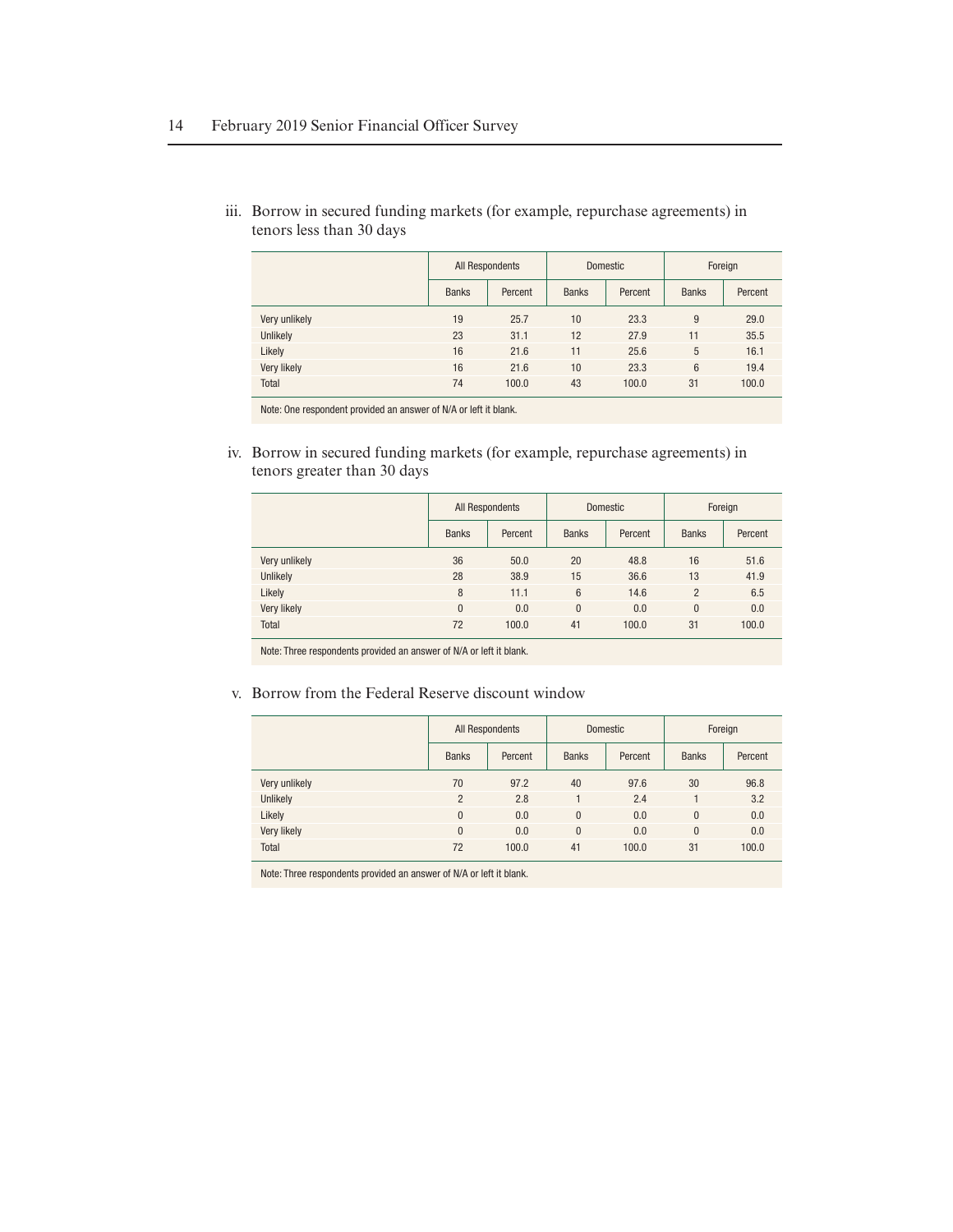iii. Borrow in secured funding markets (for example, repurchase agreements) in tenors less than 30 days

| | All Respondents | | Domestic | | Foreign | |
|---|---|---|---|---|---|---|
| | Banks | Percent | Banks | Percent | Banks | Percent |
| Very unlikely | 19 | 25.7 | 10 | 23.3 | 9 | 29.0 |
| Unlikely | 23 | 31.1 | 12 | 27.9 | 11 | 35.5 |
| Likely | 16 | 21.6 | 11 | 25.6 | 5 | 16.1 |
| Very likely | 16 | 21.6 | 10 | 23.3 | 6 | 19.4 |
| Total | 74 | 100.0 | 43 | 100.0 | 31 | 100.0 |

Note: One respondent provided an answer of N/A or left it blank.

iv. Borrow in secured funding markets (for example, repurchase agreements) in tenors greater than 30 days

| | All Respondents | | Domestic | | Foreign | |
|---|---|---|---|---|---|---|
| | Banks | Percent | Banks | Percent | Banks | Percent |
| Very unlikely | 36 | 50.0 | 20 | 48.8 | 16 | 51.6 |
| Unlikely | 28 | 38.9 | 15 | 36.6 | 13 | 41.9 |
| Likely | 8 | 11.1 | 6 | 14.6 | 2 | 6.5 |
| Very likely | 0 | 0.0 | 0 | 0.0 | 0 | 0.0 |
| Total | 72 | 100.0 | 41 | 100.0 | 31 | 100.0 |

Note: Three respondents provided an answer of N/A or left it blank.

v. Borrow from the Federal Reserve discount window

| | All Respondents | | Domestic | | Foreign | |
|---|---|---|---|---|---|---|
| | Banks | Percent | Banks | Percent | Banks | Percent |
| Very unlikely | 70 | 97.2 | 40 | 97.6 | 30 | 96.8 |
| Unlikely | 2 | 2.8 | 1 | 2.4 | 1 | 3.2 |
| Likely | 0 | 0.0 | 0 | 0.0 | 0 | 0.0 |
| Very likely | 0 | 0.0 | 0 | 0.0 | 0 | 0.0 |
| Total | 72 | 100.0 | 41 | 100.0 | 31 | 100.0 |

Note: Three respondents provided an answer of N/A or left it blank.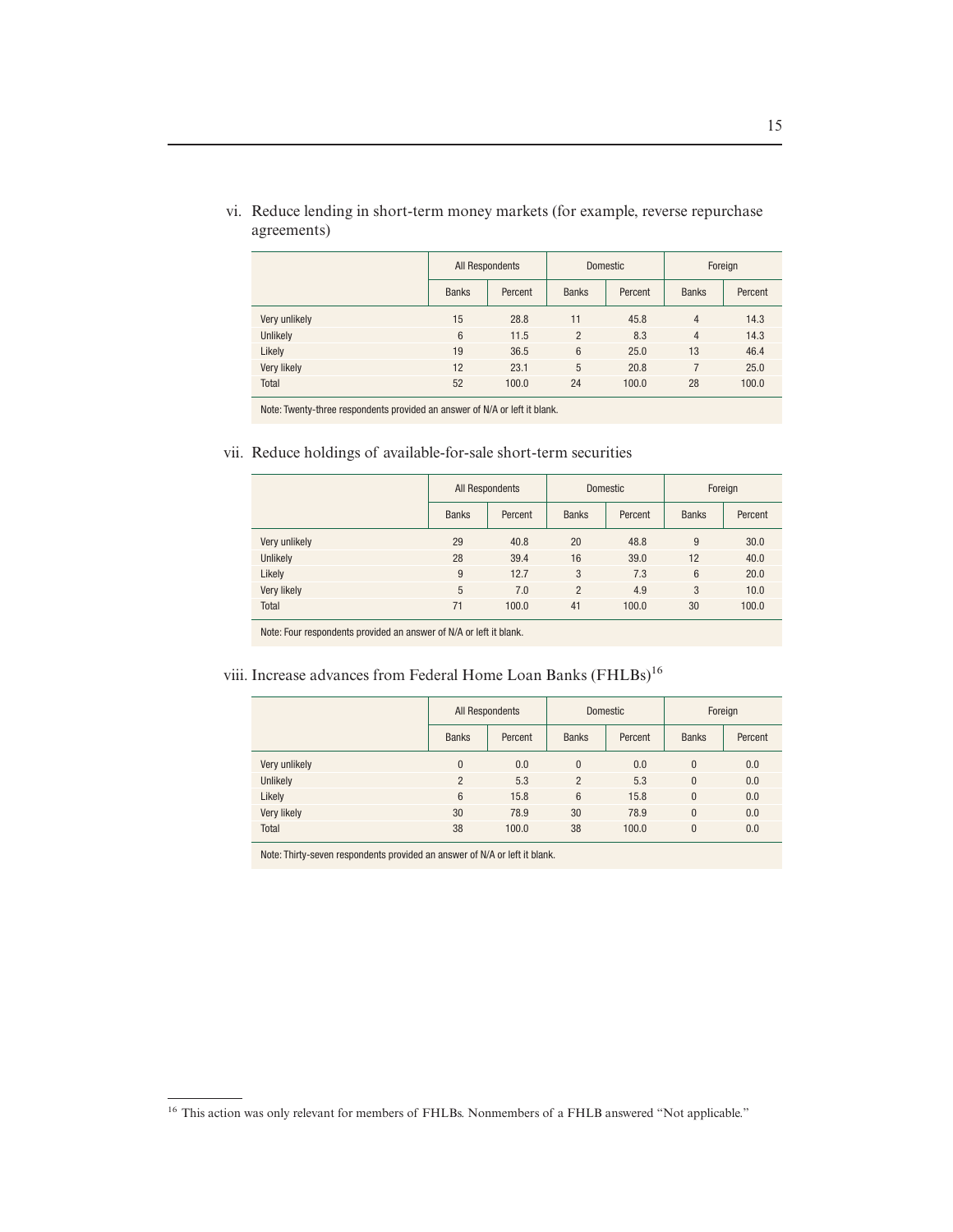vi. Reduce lending in short-term money markets (for example, reverse repurchase agreements)

| | All Respondents | | Domestic | | Foreign | |
|---|---|---|---|---|---|---|
| | Banks | Percent | Banks | Percent | Banks | Percent |
| Very unlikely | 15 | 28.8 | 11 | 45.8 | 4 | 14.3 |
| Unlikely | 6 | 11.5 | 2 | 8.3 | 4 | 14.3 |
| Likely | 19 | 36.5 | 6 | 25.0 | 13 | 46.4 |
| Very likely | 12 | 23.1 | 5 | 20.8 | 7 | 25.0 |
| Total | 52 | 100.0 | 24 | 100.0 | 28 | 100.0 |

Note: Twenty-three respondents provided an answer of N/A or left it blank.

vii. Reduce holdings of available-for-sale short-term securities

| | All Respondents | | Domestic | | Foreign | |
|---|---|---|---|---|---|---|
| | Banks | Percent | Banks | Percent | Banks | Percent |
| Very unlikely | 29 | 40.8 | 20 | 48.8 | 9 | 30.0 |
| Unlikely | 28 | 39.4 | 16 | 39.0 | 12 | 40.0 |
| Likely | 9 | 12.7 | 3 | 7.3 | 6 | 20.0 |
| Very likely | 5 | 7.0 | 2 | 4.9 | 3 | 10.0 |
| Total | 71 | 100.0 | 41 | 100.0 | 30 | 100.0 |

Note: Four respondents provided an answer of N/A or left it blank.

viii. Increase advances from Federal Home Loan Banks (FHLBs)[16]

| | All Respondents | | Domestic | | Foreign | |
|---|---|---|---|---|---|---|
| | Banks | Percent | Banks | Percent | Banks | Percent |
| Very unlikely | 0 | 0.0 | 0 | 0.0 | 0 | 0.0 |
| Unlikely | 2 | 5.3 | 2 | 5.3 | 0 | 0.0 |
| Likely | 6 | 15.8 | 6 | 15.8 | 0 | 0.0 |
| Very likely | 30 | 78.9 | 30 | 78.9 | 0 | 0.0 |
| Total | 38 | 100.0 | 38 | 100.0 | 0 | 0.0 |

Note: Thirty-seven respondents provided an answer of N/A or left it blank.

[16] This action was only relevant for members of FHLBs. Nonmembers of a FHLB answered "Not applicable."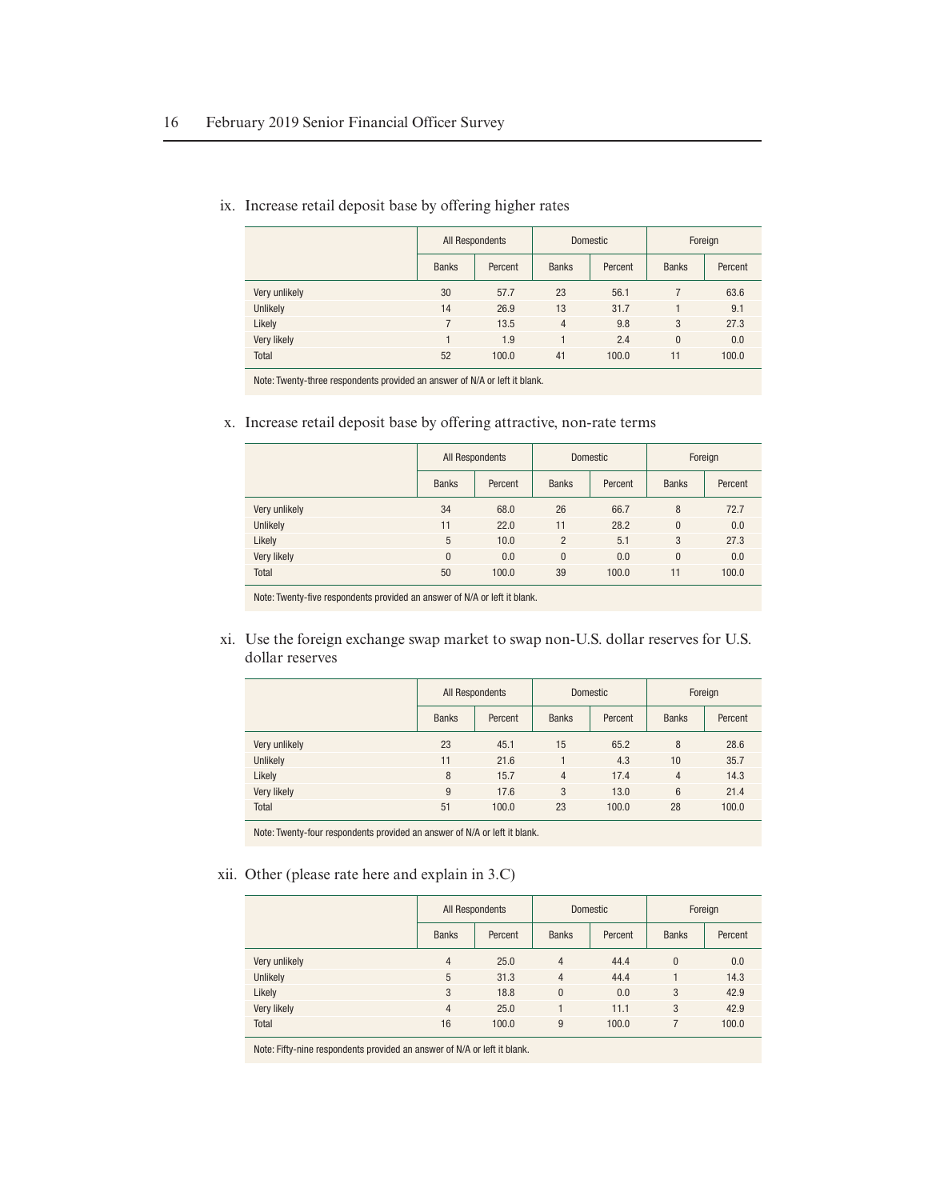ix. Increase retail deposit base by offering higher rates

| | All Respondents | | Domestic | | Foreign | |
|---|---|---|---|---|---|---|
| | Banks | Percent | Banks | Percent | Banks | Percent |
| Very unlikely | 30 | 57.7 | 23 | 56.1 | 7 | 63.6 |
| Unlikely | 14 | 26.9 | 13 | 31.7 | 1 | 9.1 |
| Likely | 7 | 13.5 | 4 | 9.8 | 3 | 27.3 |
| Very likely | 1 | 1.9 | 1 | 2.4 | 0 | 0.0 |
| Total | 52 | 100.0 | 41 | 100.0 | 11 | 100.0 |

Note: Twenty-three respondents provided an answer of N/A or left it blank.

x. Increase retail deposit base by offering attractive, non-rate terms

| | All Respondents | | Domestic | | Foreign | |
|---|---|---|---|---|---|---|
| | Banks | Percent | Banks | Percent | Banks | Percent |
| Very unlikely | 34 | 68.0 | 26 | 66.7 | 8 | 72.7 |
| Unlikely | 11 | 22.0 | 11 | 28.2 | 0 | 0.0 |
| Likely | 5 | 10.0 | 2 | 5.1 | 3 | 27.3 |
| Very likely | 0 | 0.0 | 0 | 0.0 | 0 | 0.0 |
| Total | 50 | 100.0 | 39 | 100.0 | 11 | 100.0 |

Note: Twenty-five respondents provided an answer of N/A or left it blank.

xi. Use the foreign exchange swap market to swap non-U.S. dollar reserves for U.S. dollar reserves

| | All Respondents | | Domestic | | Foreign | |
|---|---|---|---|---|---|---|
| | Banks | Percent | Banks | Percent | Banks | Percent |
| Very unlikely | 23 | 45.1 | 15 | 65.2 | 8 | 28.6 |
| Unlikely | 11 | 21.6 | 1 | 4.3 | 10 | 35.7 |
| Likely | 8 | 15.7 | 4 | 17.4 | 4 | 14.3 |
| Very likely | 9 | 17.6 | 3 | 13.0 | 6 | 21.4 |
| Total | 51 | 100.0 | 23 | 100.0 | 28 | 100.0 |

Note: Twenty-four respondents provided an answer of N/A or left it blank.

xii. Other (please rate here and explain in 3.C)

| | All Respondents | | Domestic | | Foreign | |
|---|---|---|---|---|---|---|
| | Banks | Percent | Banks | Percent | Banks | Percent |
| Very unlikely | 4 | 25.0 | 4 | 44.4 | 0 | 0.0 |
| Unlikely | 5 | 31.3 | 4 | 44.4 | 1 | 14.3 |
| Likely | 3 | 18.8 | 0 | 0.0 | 3 | 42.9 |
| Very likely | 4 | 25.0 | 1 | 11.1 | 3 | 42.9 |
| Total | 16 | 100.0 | 9 | 100.0 | 7 | 100.0 |

Note: Fifty-nine respondents provided an answer of N/A or left it blank.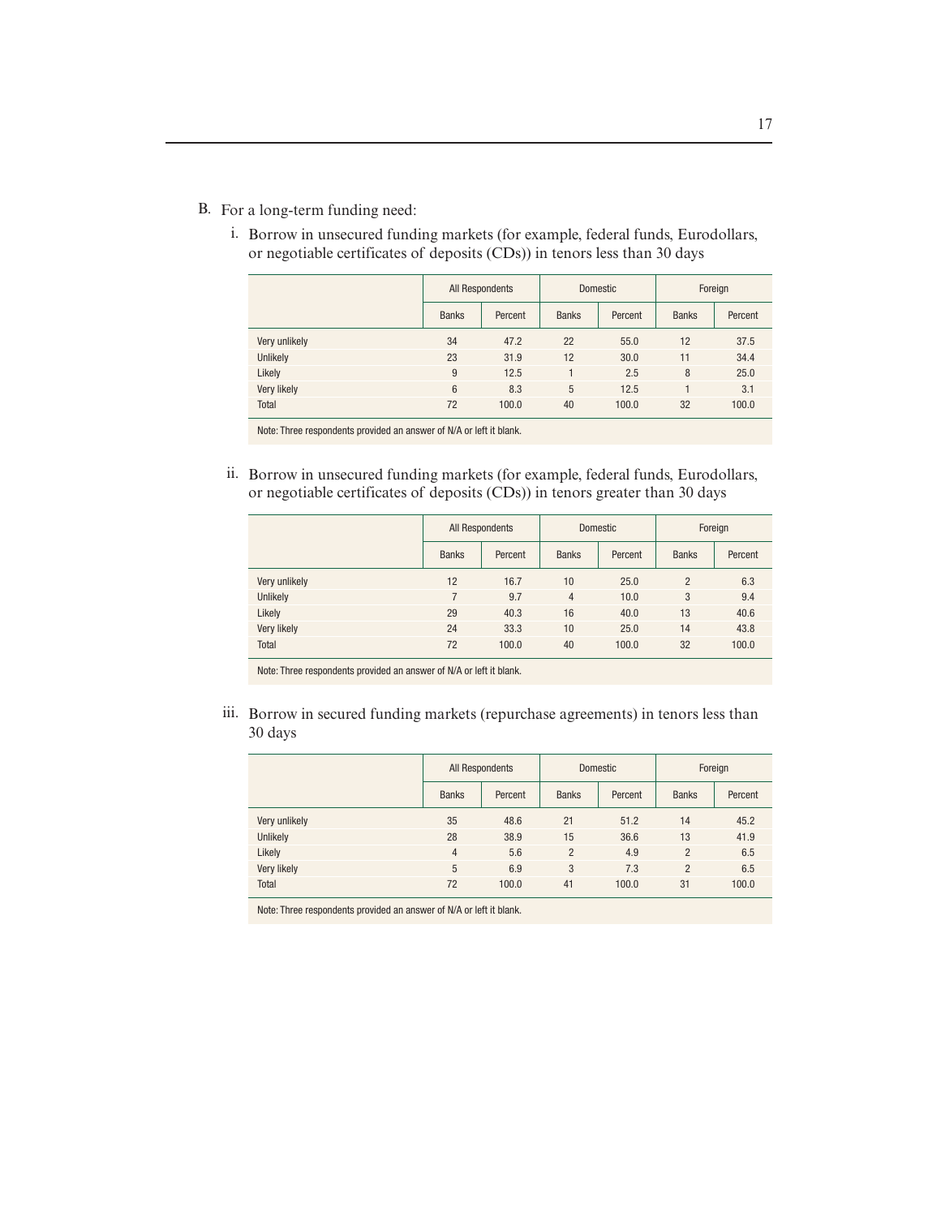B. For a long-term funding need:

i. Borrow in unsecured funding markets (for example, federal funds, Eurodollars, or negotiable certificates of deposits (CDs)) in tenors less than 30 days

| | All Respondents | | Domestic | | Foreign | |
|---|---|---|---|---|---|---|
| | Banks | Percent | Banks | Percent | Banks | Percent |
| Very unlikely | 34 | 47.2 | 22 | 55.0 | 12 | 37.5 |
| Unlikely | 23 | 31.9 | 12 | 30.0 | 11 | 34.4 |
| Likely | 9 | 12.5 | 1 | 2.5 | 8 | 25.0 |
| Very likely | 6 | 8.3 | 5 | 12.5 | 1 | 3.1 |
| Total | 72 | 100.0 | 40 | 100.0 | 32 | 100.0 |

Note: Three respondents provided an answer of N/A or left it blank.

ii. Borrow in unsecured funding markets (for example, federal funds, Eurodollars, or negotiable certificates of deposits (CDs)) in tenors greater than 30 days

| | All Respondents | | Domestic | | Foreign | |
|---|---|---|---|---|---|---|
| | Banks | Percent | Banks | Percent | Banks | Percent |
| Very unlikely | 12 | 16.7 | 10 | 25.0 | 2 | 6.3 |
| Unlikely | 7 | 9.7 | 4 | 10.0 | 3 | 9.4 |
| Likely | 29 | 40.3 | 16 | 40.0 | 13 | 40.6 |
| Very likely | 24 | 33.3 | 10 | 25.0 | 14 | 43.8 |
| Total | 72 | 100.0 | 40 | 100.0 | 32 | 100.0 |

Note: Three respondents provided an answer of N/A or left it blank.

iii. Borrow in secured funding markets (repurchase agreements) in tenors less than 30 days

| | All Respondents | | Domestic | | Foreign | |
|---|---|---|---|---|---|---|
| | Banks | Percent | Banks | Percent | Banks | Percent |
| Very unlikely | 35 | 48.6 | 21 | 51.2 | 14 | 45.2 |
| Unlikely | 28 | 38.9 | 15 | 36.6 | 13 | 41.9 |
| Likely | 4 | 5.6 | 2 | 4.9 | 2 | 6.5 |
| Very likely | 5 | 6.9 | 3 | 7.3 | 2 | 6.5 |
| Total | 72 | 100.0 | 41 | 100.0 | 31 | 100.0 |

Note: Three respondents provided an answer of N/A or left it blank.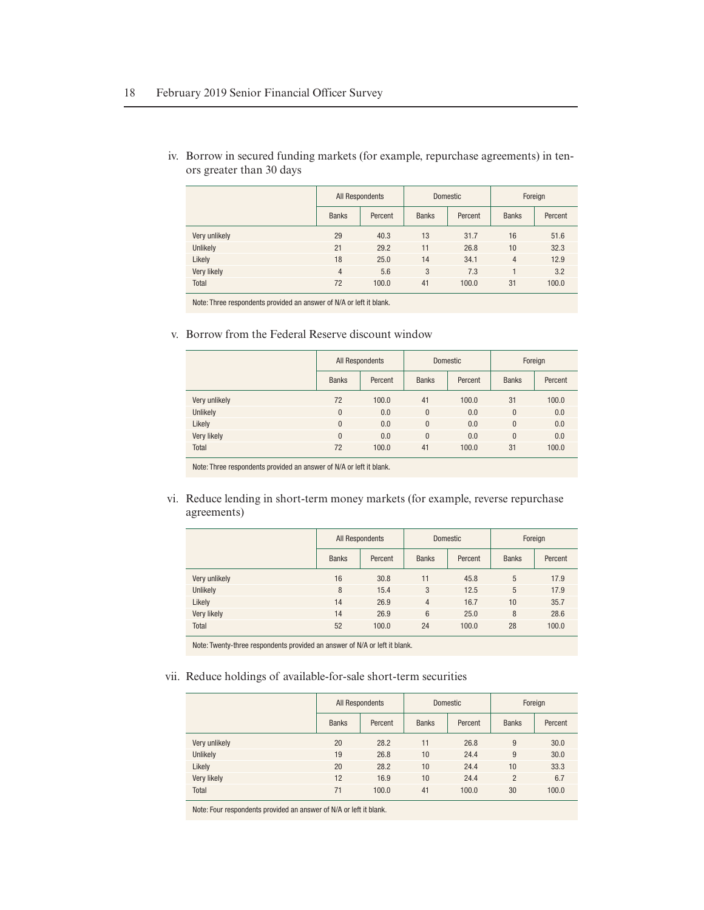iv. Borrow in secured funding markets (for example, repurchase agreements) in tenors greater than 30 days

| | All Respondents | | Domestic | | Foreign | |
|---|---|---|---|---|---|---|
| | Banks | Percent | Banks | Percent | Banks | Percent |
| Very unlikely | 29 | 40.3 | 13 | 31.7 | 16 | 51.6 |
| Unlikely | 21 | 29.2 | 11 | 26.8 | 10 | 32.3 |
| Likely | 18 | 25.0 | 14 | 34.1 | 4 | 12.9 |
| Very likely | 4 | 5.6 | 3 | 7.3 | 1 | 3.2 |
| Total | 72 | 100.0 | 41 | 100.0 | 31 | 100.0 |

Note: Three respondents provided an answer of N/A or left it blank.

v. Borrow from the Federal Reserve discount window

| | All Respondents | | Domestic | | Foreign | |
|---|---|---|---|---|---|---|
| | Banks | Percent | Banks | Percent | Banks | Percent |
| Very unlikely | 72 | 100.0 | 41 | 100.0 | 31 | 100.0 |
| Unlikely | 0 | 0.0 | 0 | 0.0 | 0 | 0.0 |
| Likely | 0 | 0.0 | 0 | 0.0 | 0 | 0.0 |
| Very likely | 0 | 0.0 | 0 | 0.0 | 0 | 0.0 |
| Total | 72 | 100.0 | 41 | 100.0 | 31 | 100.0 |

Note: Three respondents provided an answer of N/A or left it blank.

vi. Reduce lending in short-term money markets (for example, reverse repurchase agreements)

| | All Respondents | | Domestic | | Foreign | |
|---|---|---|---|---|---|---|
| | Banks | Percent | Banks | Percent | Banks | Percent |
| Very unlikely | 16 | 30.8 | 11 | 45.8 | 5 | 17.9 |
| Unlikely | 8 | 15.4 | 3 | 12.5 | 5 | 17.9 |
| Likely | 14 | 26.9 | 4 | 16.7 | 10 | 35.7 |
| Very likely | 14 | 26.9 | 6 | 25.0 | 8 | 28.6 |
| Total | 52 | 100.0 | 24 | 100.0 | 28 | 100.0 |

Note: Twenty-three respondents provided an answer of N/A or left it blank.

vii. Reduce holdings of available-for-sale short-term securities

| | All Respondents | | Domestic | | Foreign | |
|---|---|---|---|---|---|---|
| | Banks | Percent | Banks | Percent | Banks | Percent |
| Very unlikely | 20 | 28.2 | 11 | 26.8 | 9 | 30.0 |
| Unlikely | 19 | 26.8 | 10 | 24.4 | 9 | 30.0 |
| Likely | 20 | 28.2 | 10 | 24.4 | 10 | 33.3 |
| Very likely | 12 | 16.9 | 10 | 24.4 | 2 | 6.7 |
| Total | 71 | 100.0 | 41 | 100.0 | 30 | 100.0 |

Note: Four respondents provided an answer of N/A or left it blank.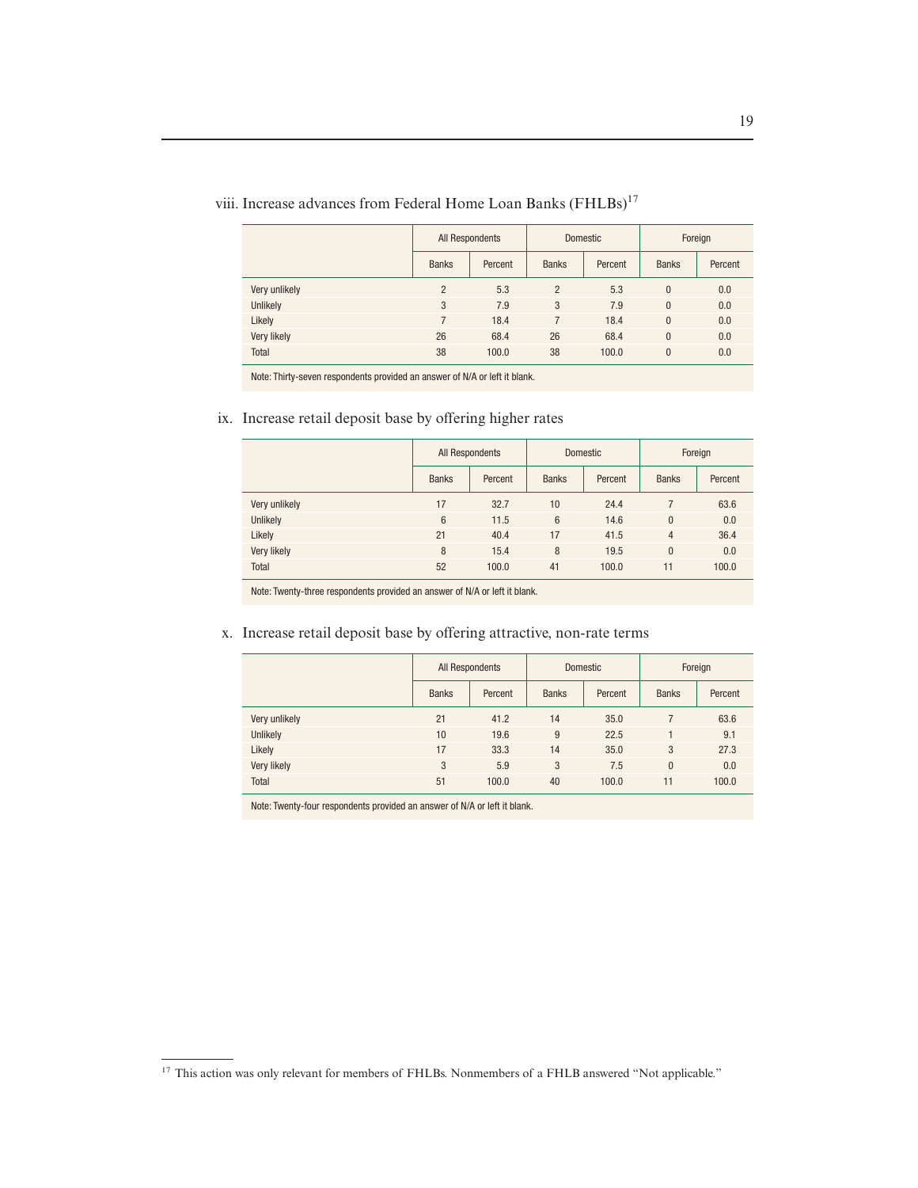viii. Increase advances from Federal Home Loan Banks (FHLBs)[17]

| | All Respondents | | Domestic | | Foreign | |
|---|---|---|---|---|---|---|
| | Banks | Percent | Banks | Percent | Banks | Percent |
| Very unlikely | 2 | 5.3 | 2 | 5.3 | 0 | 0.0 |
| Unlikely | 3 | 7.9 | 3 | 7.9 | 0 | 0.0 |
| Likely | 7 | 18.4 | 7 | 18.4 | 0 | 0.0 |
| Very likely | 26 | 68.4 | 26 | 68.4 | 0 | 0.0 |
| Total | 38 | 100.0 | 38 | 100.0 | 0 | 0.0 |

Note: Thirty-seven respondents provided an answer of N/A or left it blank.

ix. Increase retail deposit base by offering higher rates

| | All Respondents | | Domestic | | Foreign | |
|---|---|---|---|---|---|---|
| | Banks | Percent | Banks | Percent | Banks | Percent |
| Very unlikely | 17 | 32.7 | 10 | 24.4 | 7 | 63.6 |
| Unlikely | 6 | 11.5 | 6 | 14.6 | 0 | 0.0 |
| Likely | 21 | 40.4 | 17 | 41.5 | 4 | 36.4 |
| Very likely | 8 | 15.4 | 8 | 19.5 | 0 | 0.0 |
| Total | 52 | 100.0 | 41 | 100.0 | 11 | 100.0 |

Note: Twenty-three respondents provided an answer of N/A or left it blank.

x. Increase retail deposit base by offering attractive, non-rate terms

| | All Respondents | | Domestic | | Foreign | |
|---|---|---|---|---|---|---|
| | Banks | Percent | Banks | Percent | Banks | Percent |
| Very unlikely | 21 | 41.2 | 14 | 35.0 | 7 | 63.6 |
| Unlikely | 10 | 19.6 | 9 | 22.5 | 1 | 9.1 |
| Likely | 17 | 33.3 | 14 | 35.0 | 3 | 27.3 |
| Very likely | 3 | 5.9 | 3 | 7.5 | 0 | 0.0 |
| Total | 51 | 100.0 | 40 | 100.0 | 11 | 100.0 |

Note: Twenty-four respondents provided an answer of N/A or left it blank.

[17] This action was only relevant for members of FHLBs. Nonmembers of a FHLB answered "Not applicable."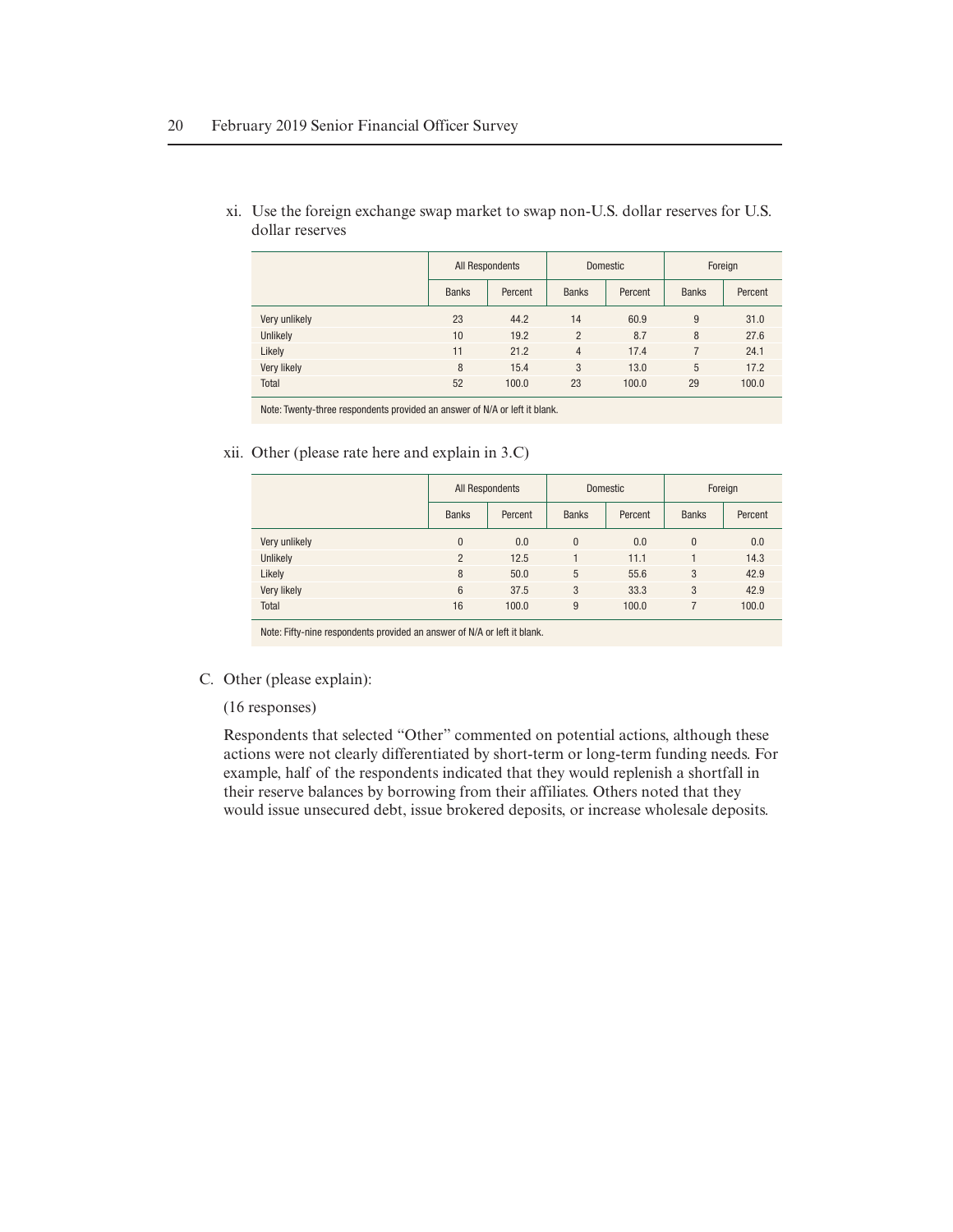xi. Use the foreign exchange swap market to swap non-U.S. dollar reserves for U.S. dollar reserves

| | All Respondents | | Domestic | | Foreign | |
|---|---|---|---|---|---|---|
| | Banks | Percent | Banks | Percent | Banks | Percent |
| Very unlikely | 23 | 44.2 | 14 | 60.9 | 9 | 31.0 |
| Unlikely | 10 | 19.2 | 2 | 8.7 | 8 | 27.6 |
| Likely | 11 | 21.2 | 4 | 17.4 | 7 | 24.1 |
| Very likely | 8 | 15.4 | 3 | 13.0 | 5 | 17.2 |
| Total | 52 | 100.0 | 23 | 100.0 | 29 | 100.0 |

Note: Twenty-three respondents provided an answer of N/A or left it blank.

xii. Other (please rate here and explain in 3.C)

| | All Respondents | | Domestic | | Foreign | |
|---|---|---|---|---|---|---|
| | Banks | Percent | Banks | Percent | Banks | Percent |
| Very unlikely | 0 | 0.0 | 0 | 0.0 | 0 | 0.0 |
| Unlikely | 2 | 12.5 | 1 | 11.1 | 1 | 14.3 |
| Likely | 8 | 50.0 | 5 | 55.6 | 3 | 42.9 |
| Very likely | 6 | 37.5 | 3 | 33.3 | 3 | 42.9 |
| Total | 16 | 100.0 | 9 | 100.0 | 7 | 100.0 |

Note: Fifty-nine respondents provided an answer of N/A or left it blank.

C. Other (please explain):

(16 responses)

Respondents that selected "Other" commented on potential actions, although these actions were not clearly differentiated by short-term or long-term funding needs. For example, half of the respondents indicated that they would replenish a shortfall in their reserve balances by borrowing from their affiliates. Others noted that they would issue unsecured debt, issue brokered deposits, or increase wholesale deposits.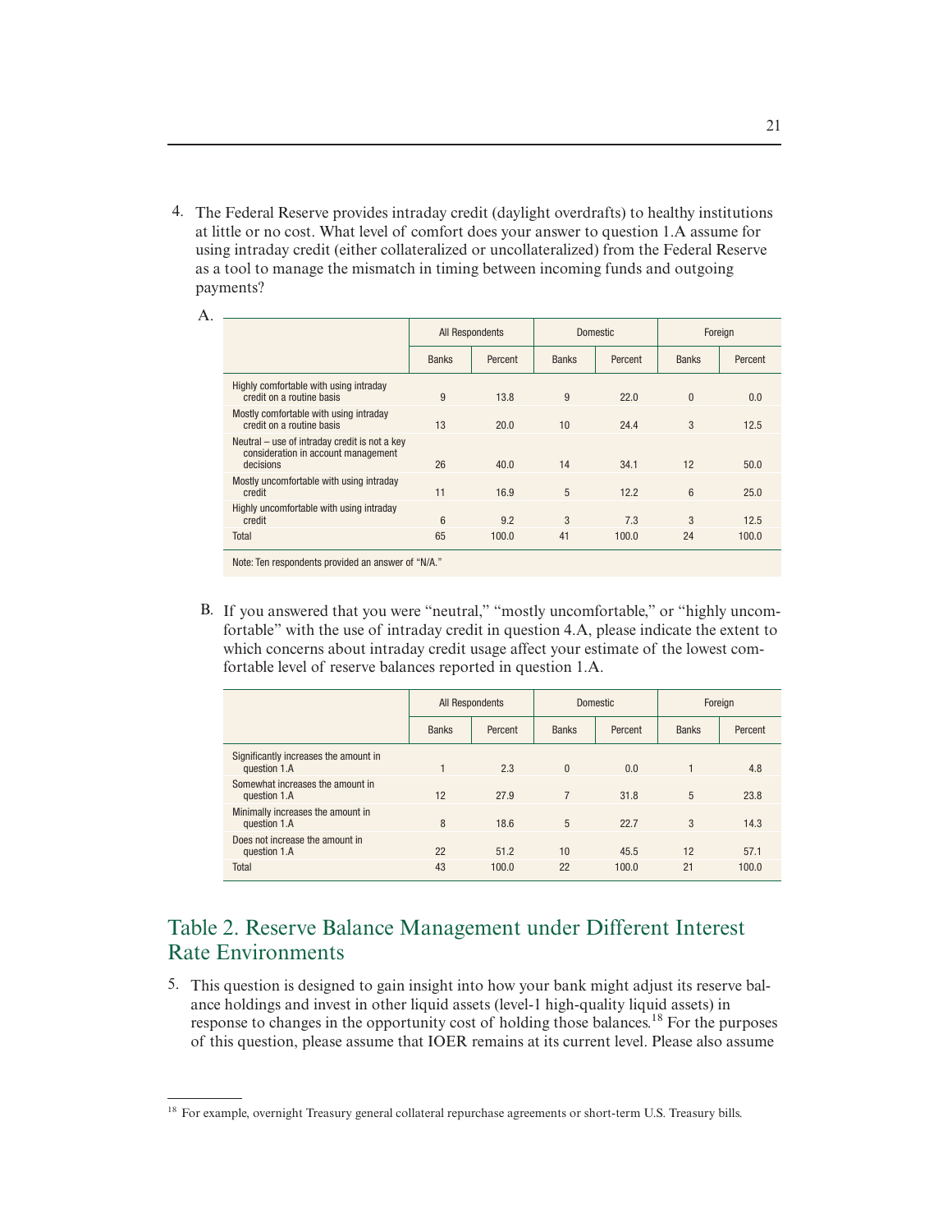4. The Federal Reserve provides intraday credit (daylight overdrafts) to healthy institutions at little or no cost. What level of comfort does your answer to question 1.A assume for using intraday credit (either collateralized or uncollateralized) from the Federal Reserve as a tool to manage the mismatch in timing between incoming funds and outgoing payments?

A.

| | All Respondents | | Domestic | | Foreign | |
|---|---|---|---|---|---|---|
| | Banks | Percent | Banks | Percent | Banks | Percent |
| Highly comfortable with using intraday credit on a routine basis | 9 | 13.8 | 9 | 22.0 | 0 | 0.0 |
| Mostly comfortable with using intraday credit on a routine basis | 13 | 20.0 | 10 | 24.4 | 3 | 12.5 |
| Neutral – use of intraday credit is not a key consideration in account management decisions | 26 | 40.0 | 14 | 34.1 | 12 | 50.0 |
| Mostly uncomfortable with using intraday credit | 11 | 16.9 | 5 | 12.2 | 6 | 25.0 |
| Highly uncomfortable with using intraday credit | 6 | 9.2 | 3 | 7.3 | 3 | 12.5 |
| Total | 65 | 100.0 | 41 | 100.0 | 24 | 100.0 |

Note: Ten respondents provided an answer of "N/A."

B. If you answered that you were "neutral," "mostly uncomfortable," or "highly uncomfortable" with the use of intraday credit in question 4.A, please indicate the extent to which concerns about intraday credit usage affect your estimate of the lowest comfortable level of reserve balances reported in question 1.A.

| | All Respondents | | Domestic | | Foreign | |
|---|---|---|---|---|---|---|
| | Banks | Percent | Banks | Percent | Banks | Percent |
| Significantly increases the amount in question 1.A | 1 | 2.3 | 0 | 0.0 | 1 | 4.8 |
| Somewhat increases the amount in question 1.A | 12 | 27.9 | 7 | 31.8 | 5 | 23.8 |
| Minimally increases the amount in question 1.A | 8 | 18.6 | 5 | 22.7 | 3 | 14.3 |
| Does not increase the amount in question 1.A | 22 | 51.2 | 10 | 45.5 | 12 | 57.1 |
| Total | 43 | 100.0 | 22 | 100.0 | 21 | 100.0 |

## Table 2. Reserve Balance Management under Different Interest Rate Environments

5. This question is designed to gain insight into how your bank might adjust its reserve balance holdings and invest in other liquid assets (level-1 high-quality liquid assets) in response to changes in the opportunity cost of holding those balances.[18] For the purposes of this question, please assume that IOER remains at its current level. Please also assume

[18] For example, overnight Treasury general collateral repurchase agreements or short-term U.S. Treasury bills.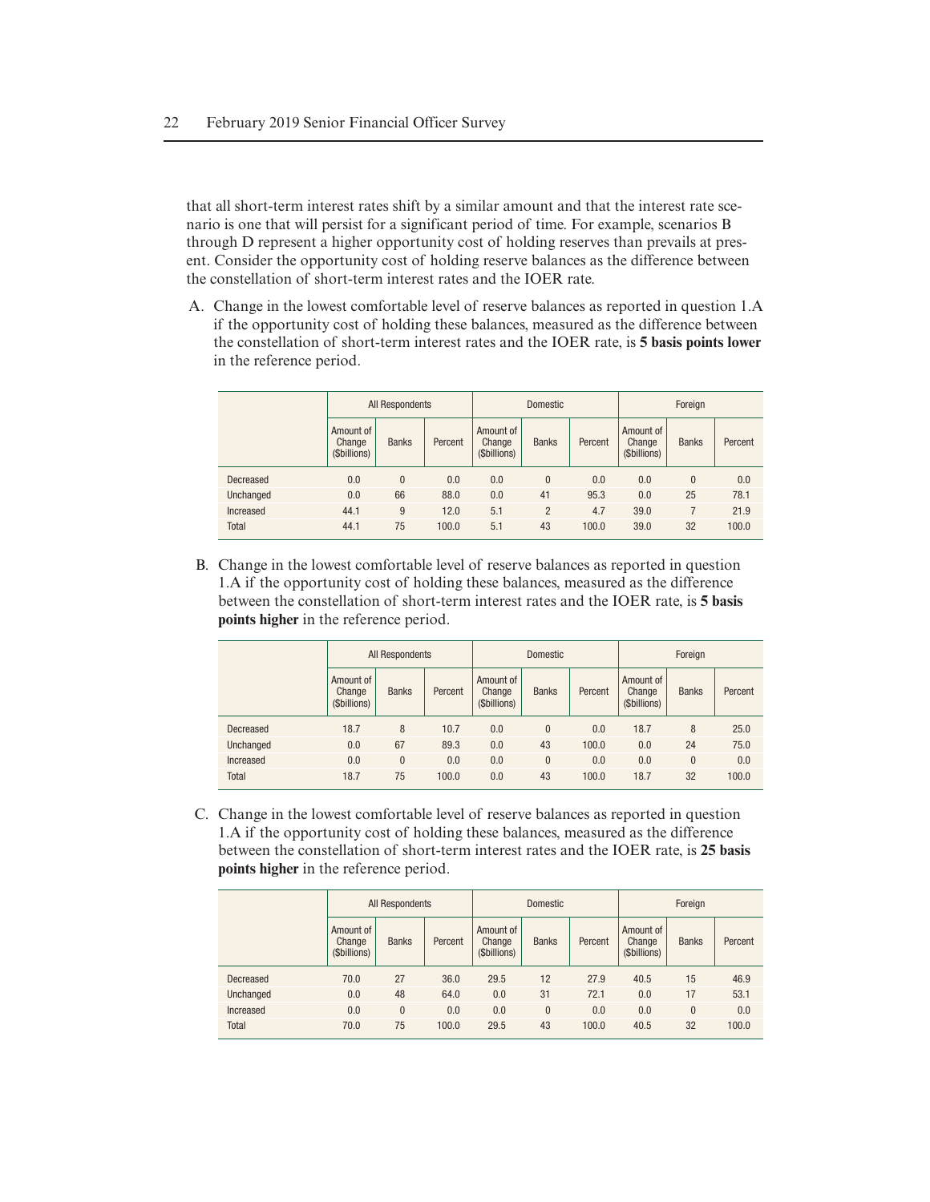that all short-term interest rates shift by a similar amount and that the interest rate scenario is one that will persist for a significant period of time. For example, scenarios B through D represent a higher opportunity cost of holding reserves than prevails at present. Consider the opportunity cost of holding reserve balances as the difference between the constellation of short-term interest rates and the IOER rate.

A. Change in the lowest comfortable level of reserve balances as reported in question 1.A if the opportunity cost of holding these balances, measured as the difference between the constellation of short-term interest rates and the IOER rate, is **5 basis points lower** in the reference period.

| | All Respondents | | | Domestic | | | Foreign | | |
|---|---|---|---|---|---|---|---|---|---|
| | Amount of Change ($billions) | Banks | Percent | Amount of Change ($billions) | Banks | Percent | Amount of Change ($billions) | Banks | Percent |
| Decreased | 0.0 | 0 | 0.0 | 0.0 | 0 | 0.0 | 0.0 | 0 | 0.0 |
| Unchanged | 0.0 | 66 | 88.0 | 0.0 | 41 | 95.3 | 0.0 | 25 | 78.1 |
| Increased | 44.1 | 9 | 12.0 | 5.1 | 2 | 4.7 | 39.0 | 7 | 21.9 |
| Total | 44.1 | 75 | 100.0 | 5.1 | 43 | 100.0 | 39.0 | 32 | 100.0 |

B. Change in the lowest comfortable level of reserve balances as reported in question 1.A if the opportunity cost of holding these balances, measured as the difference between the constellation of short-term interest rates and the IOER rate, is **5 basis points higher** in the reference period.

| | All Respondents | | | Domestic | | | Foreign | | |
|---|---|---|---|---|---|---|---|---|---|
| | Amount of Change ($billions) | Banks | Percent | Amount of Change ($billions) | Banks | Percent | Amount of Change ($billions) | Banks | Percent |
| Decreased | 18.7 | 8 | 10.7 | 0.0 | 0 | 0.0 | 18.7 | 8 | 25.0 |
| Unchanged | 0.0 | 67 | 89.3 | 0.0 | 43 | 100.0 | 0.0 | 24 | 75.0 |
| Increased | 0.0 | 0 | 0.0 | 0.0 | 0 | 0.0 | 0.0 | 0 | 0.0 |
| Total | 18.7 | 75 | 100.0 | 0.0 | 43 | 100.0 | 18.7 | 32 | 100.0 |

C. Change in the lowest comfortable level of reserve balances as reported in question 1.A if the opportunity cost of holding these balances, measured as the difference between the constellation of short-term interest rates and the IOER rate, is **25 basis points higher** in the reference period.

| | All Respondents | | | Domestic | | | Foreign | | |
|---|---|---|---|---|---|---|---|---|---|
| | Amount of Change ($billions) | Banks | Percent | Amount of Change ($billions) | Banks | Percent | Amount of Change ($billions) | Banks | Percent |
| Decreased | 70.0 | 27 | 36.0 | 29.5 | 12 | 27.9 | 40.5 | 15 | 46.9 |
| Unchanged | 0.0 | 48 | 64.0 | 0.0 | 31 | 72.1 | 0.0 | 17 | 53.1 |
| Increased | 0.0 | 0 | 0.0 | 0.0 | 0 | 0.0 | 0.0 | 0 | 0.0 |
| Total | 70.0 | 75 | 100.0 | 29.5 | 43 | 100.0 | 40.5 | 32 | 100.0 |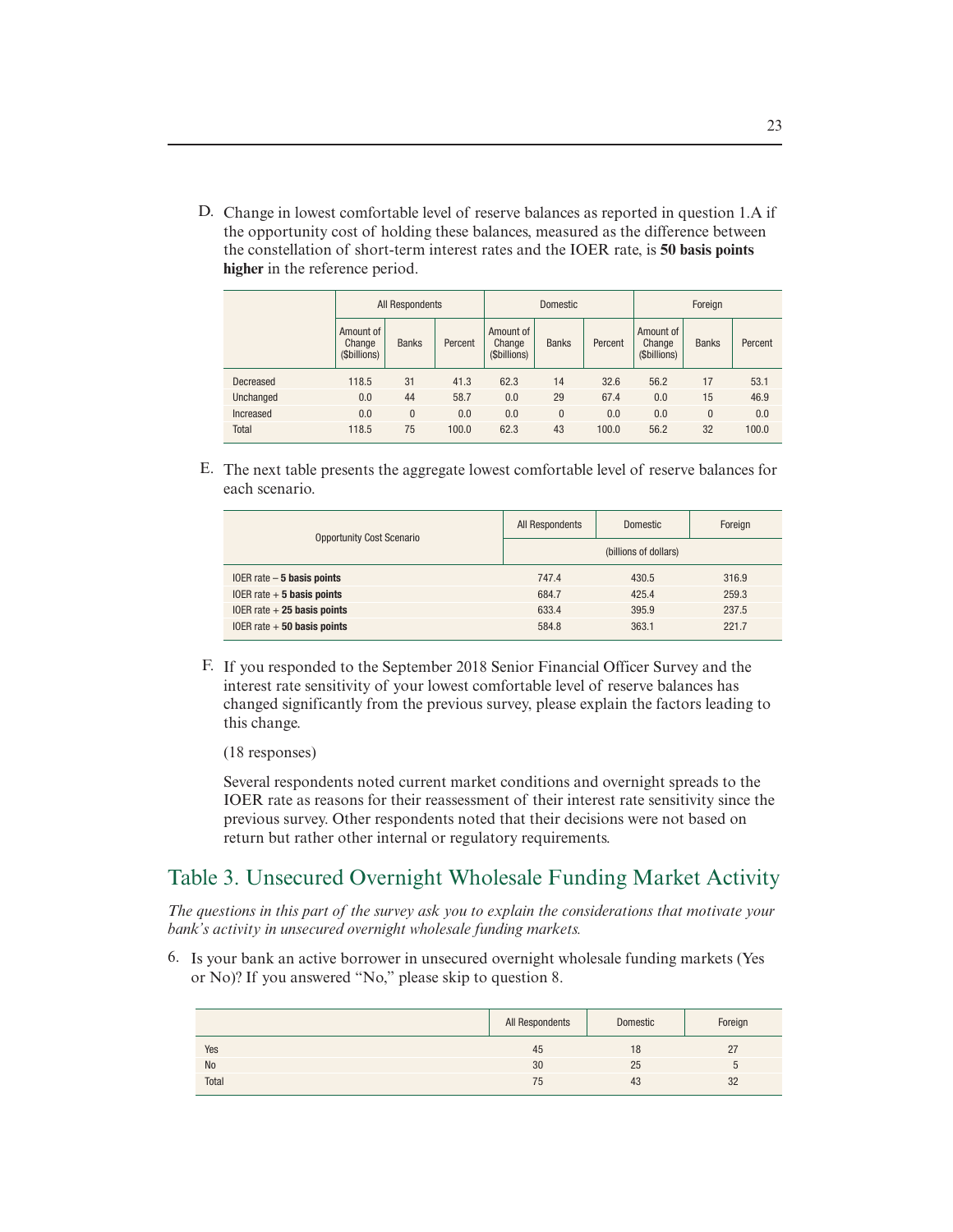D. Change in lowest comfortable level of reserve balances as reported in question 1.A if the opportunity cost of holding these balances, measured as the difference between the constellation of short-term interest rates and the IOER rate, is **50 basis points higher** in the reference period.

| | All Respondents | | | Domestic | | | Foreign | | |
|---|---|---|---|---|---|---|---|---|---|
| | Amount of Change ($billions) | Banks | Percent | Amount of Change ($billions) | Banks | Percent | Amount of Change ($billions) | Banks | Percent |
| Decreased | 118.5 | 31 | 41.3 | 62.3 | 14 | 32.6 | 56.2 | 17 | 53.1 |
| Unchanged | 0.0 | 44 | 58.7 | 0.0 | 29 | 67.4 | 0.0 | 15 | 46.9 |
| Increased | 0.0 | 0 | 0.0 | 0.0 | 0 | 0.0 | 0.0 | 0 | 0.0 |
| Total | 118.5 | 75 | 100.0 | 62.3 | 43 | 100.0 | 56.2 | 32 | 100.0 |

E. The next table presents the aggregate lowest comfortable level of reserve balances for each scenario.

| Opportunity Cost Scenario | All Respondents | Domestic | Foreign |
|---|---|---|---|
| | (billions of dollars) | | |
| IOER rate − **5 basis points** | 747.4 | 430.5 | 316.9 |
| IOER rate + **5 basis points** | 684.7 | 425.4 | 259.3 |
| IOER rate + **25 basis points** | 633.4 | 395.9 | 237.5 |
| IOER rate + **50 basis points** | 584.8 | 363.1 | 221.7 |

F. If you responded to the September 2018 Senior Financial Officer Survey and the interest rate sensitivity of your lowest comfortable level of reserve balances has changed significantly from the previous survey, please explain the factors leading to this change.

(18 responses)

Several respondents noted current market conditions and overnight spreads to the IOER rate as reasons for their reassessment of their interest rate sensitivity since the previous survey. Other respondents noted that their decisions were not based on return but rather other internal or regulatory requirements.

## Table 3. Unsecured Overnight Wholesale Funding Market Activity

*The questions in this part of the survey ask you to explain the considerations that motivate your bank's activity in unsecured overnight wholesale funding markets.*

6. Is your bank an active borrower in unsecured overnight wholesale funding markets (Yes or No)? If you answered "No," please skip to question 8.

| | All Respondents | Domestic | Foreign |
|---|---|---|---|
| Yes | 45 | 18 | 27 |
| No | 30 | 25 | 5 |
| Total | 75 | 43 | 32 |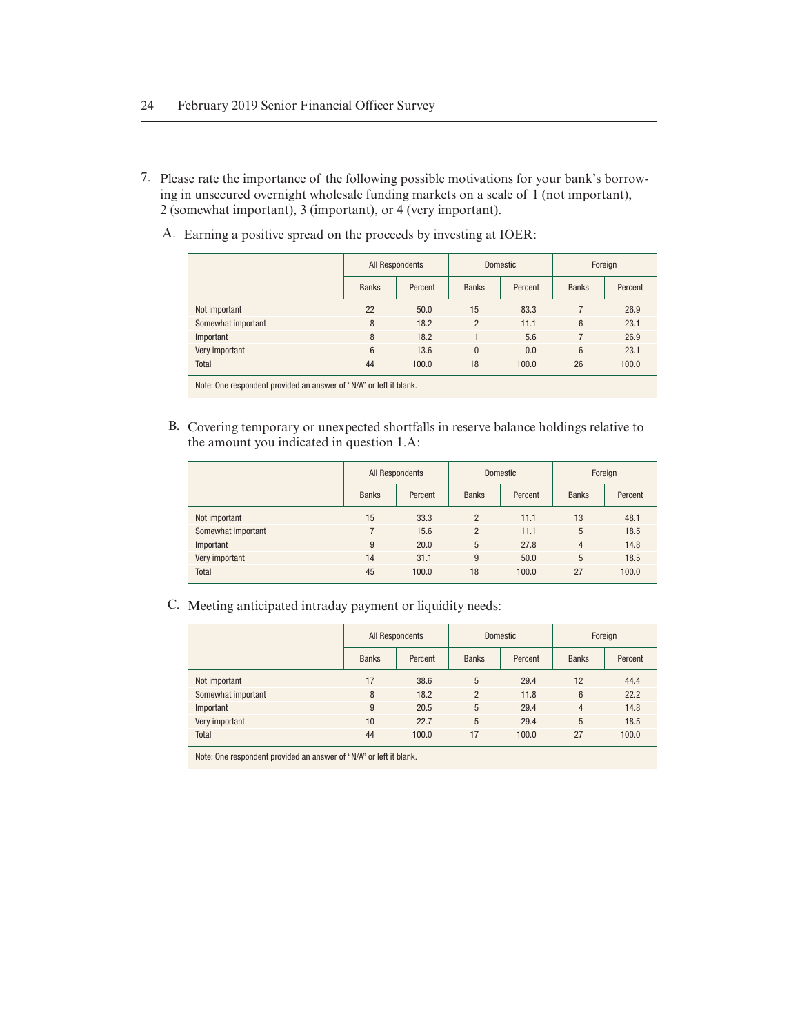7. Please rate the importance of the following possible motivations for your bank's borrowing in unsecured overnight wholesale funding markets on a scale of 1 (not important), 2 (somewhat important), 3 (important), or 4 (very important).

   A. Earning a positive spread on the proceeds by investing at IOER:

| | All Respondents | | Domestic | | Foreign | |
|---|---|---|---|---|---|---|
| | Banks | Percent | Banks | Percent | Banks | Percent |
| Not important | 22 | 50.0 | 15 | 83.3 | 7 | 26.9 |
| Somewhat important | 8 | 18.2 | 2 | 11.1 | 6 | 23.1 |
| Important | 8 | 18.2 | 1 | 5.6 | 7 | 26.9 |
| Very important | 6 | 13.6 | 0 | 0.0 | 6 | 23.1 |
| Total | 44 | 100.0 | 18 | 100.0 | 26 | 100.0 |

Note: One respondent provided an answer of "N/A" or left it blank.

   B. Covering temporary or unexpected shortfalls in reserve balance holdings relative to the amount you indicated in question 1.A:

| | All Respondents | | Domestic | | Foreign | |
|---|---|---|---|---|---|---|
| | Banks | Percent | Banks | Percent | Banks | Percent |
| Not important | 15 | 33.3 | 2 | 11.1 | 13 | 48.1 |
| Somewhat important | 7 | 15.6 | 2 | 11.1 | 5 | 18.5 |
| Important | 9 | 20.0 | 5 | 27.8 | 4 | 14.8 |
| Very important | 14 | 31.1 | 9 | 50.0 | 5 | 18.5 |
| Total | 45 | 100.0 | 18 | 100.0 | 27 | 100.0 |

   C. Meeting anticipated intraday payment or liquidity needs:

| | All Respondents | | Domestic | | Foreign | |
|---|---|---|---|---|---|---|
| | Banks | Percent | Banks | Percent | Banks | Percent |
| Not important | 17 | 38.6 | 5 | 29.4 | 12 | 44.4 |
| Somewhat important | 8 | 18.2 | 2 | 11.8 | 6 | 22.2 |
| Important | 9 | 20.5 | 5 | 29.4 | 4 | 14.8 |
| Very important | 10 | 22.7 | 5 | 29.4 | 5 | 18.5 |
| Total | 44 | 100.0 | 17 | 100.0 | 27 | 100.0 |

Note: One respondent provided an answer of "N/A" or left it blank.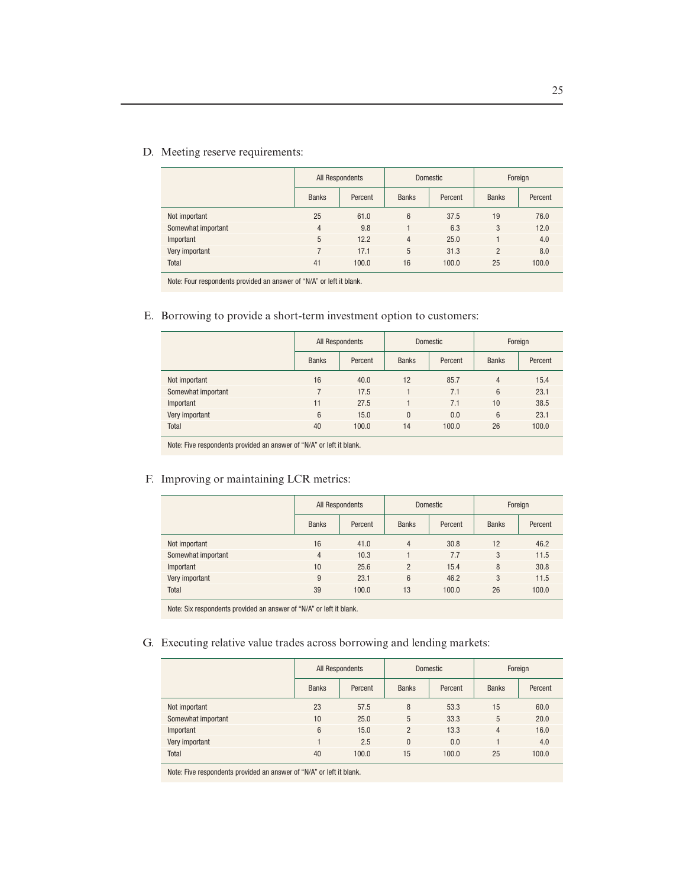D. Meeting reserve requirements:

| | All Respondents | | Domestic | | Foreign | |
|---|---|---|---|---|---|---|
| | Banks | Percent | Banks | Percent | Banks | Percent |
| Not important | 25 | 61.0 | 6 | 37.5 | 19 | 76.0 |
| Somewhat important | 4 | 9.8 | 1 | 6.3 | 3 | 12.0 |
| Important | 5 | 12.2 | 4 | 25.0 | 1 | 4.0 |
| Very important | 7 | 17.1 | 5 | 31.3 | 2 | 8.0 |
| Total | 41 | 100.0 | 16 | 100.0 | 25 | 100.0 |

Note: Four respondents provided an answer of "N/A" or left it blank.

E. Borrowing to provide a short-term investment option to customers:

| | All Respondents | | Domestic | | Foreign | |
|---|---|---|---|---|---|---|
| | Banks | Percent | Banks | Percent | Banks | Percent |
| Not important | 16 | 40.0 | 12 | 85.7 | 4 | 15.4 |
| Somewhat important | 7 | 17.5 | 1 | 7.1 | 6 | 23.1 |
| Important | 11 | 27.5 | 1 | 7.1 | 10 | 38.5 |
| Very important | 6 | 15.0 | 0 | 0.0 | 6 | 23.1 |
| Total | 40 | 100.0 | 14 | 100.0 | 26 | 100.0 |

Note: Five respondents provided an answer of "N/A" or left it blank.

F. Improving or maintaining LCR metrics:

| | All Respondents | | Domestic | | Foreign | |
|---|---|---|---|---|---|---|
| | Banks | Percent | Banks | Percent | Banks | Percent |
| Not important | 16 | 41.0 | 4 | 30.8 | 12 | 46.2 |
| Somewhat important | 4 | 10.3 | 1 | 7.7 | 3 | 11.5 |
| Important | 10 | 25.6 | 2 | 15.4 | 8 | 30.8 |
| Very important | 9 | 23.1 | 6 | 46.2 | 3 | 11.5 |
| Total | 39 | 100.0 | 13 | 100.0 | 26 | 100.0 |

Note: Six respondents provided an answer of "N/A" or left it blank.

G. Executing relative value trades across borrowing and lending markets:

| | All Respondents | | Domestic | | Foreign | |
|---|---|---|---|---|---|---|
| | Banks | Percent | Banks | Percent | Banks | Percent |
| Not important | 23 | 57.5 | 8 | 53.3 | 15 | 60.0 |
| Somewhat important | 10 | 25.0 | 5 | 33.3 | 5 | 20.0 |
| Important | 6 | 15.0 | 2 | 13.3 | 4 | 16.0 |
| Very important | 1 | 2.5 | 0 | 0.0 | 1 | 4.0 |
| Total | 40 | 100.0 | 15 | 100.0 | 25 | 100.0 |

Note: Five respondents provided an answer of "N/A" or left it blank.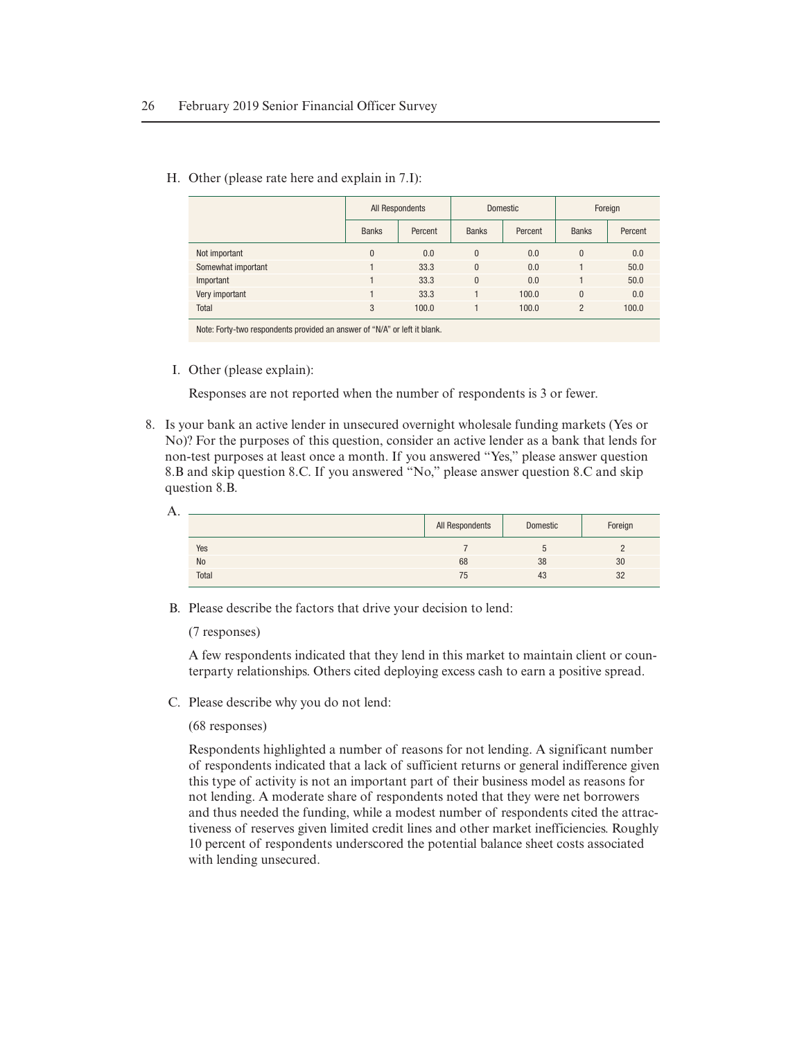H. Other (please rate here and explain in 7.I):

| | All Respondents | | Domestic | | Foreign | |
|---|---|---|---|---|---|---|
| | Banks | Percent | Banks | Percent | Banks | Percent |
| Not important | 0 | 0.0 | 0 | 0.0 | 0 | 0.0 |
| Somewhat important | 1 | 33.3 | 0 | 0.0 | 1 | 50.0 |
| Important | 1 | 33.3 | 0 | 0.0 | 1 | 50.0 |
| Very important | 1 | 33.3 | 1 | 100.0 | 0 | 0.0 |
| Total | 3 | 100.0 | 1 | 100.0 | 2 | 100.0 |

Note: Forty-two respondents provided an answer of "N/A" or left it blank.

I. Other (please explain):

Responses are not reported when the number of respondents is 3 or fewer.

8. Is your bank an active lender in unsecured overnight wholesale funding markets (Yes or No)? For the purposes of this question, consider an active lender as a bank that lends for non-test purposes at least once a month. If you answered "Yes," please answer question 8.B and skip question 8.C. If you answered "No," please answer question 8.C and skip question 8.B.

A.

| | All Respondents | Domestic | Foreign |
|---|---|---|---|
| Yes | 7 | 5 | 2 |
| No | 68 | 38 | 30 |
| Total | 75 | 43 | 32 |

B. Please describe the factors that drive your decision to lend:

(7 responses)

A few respondents indicated that they lend in this market to maintain client or counterparty relationships. Others cited deploying excess cash to earn a positive spread.

C. Please describe why you do not lend:

(68 responses)

Respondents highlighted a number of reasons for not lending. A significant number of respondents indicated that a lack of sufficient returns or general indifference given this type of activity is not an important part of their business model as reasons for not lending. A moderate share of respondents noted that they were net borrowers and thus needed the funding, while a modest number of respondents cited the attractiveness of reserves given limited credit lines and other market inefficiencies. Roughly 10 percent of respondents underscored the potential balance sheet costs associated with lending unsecured.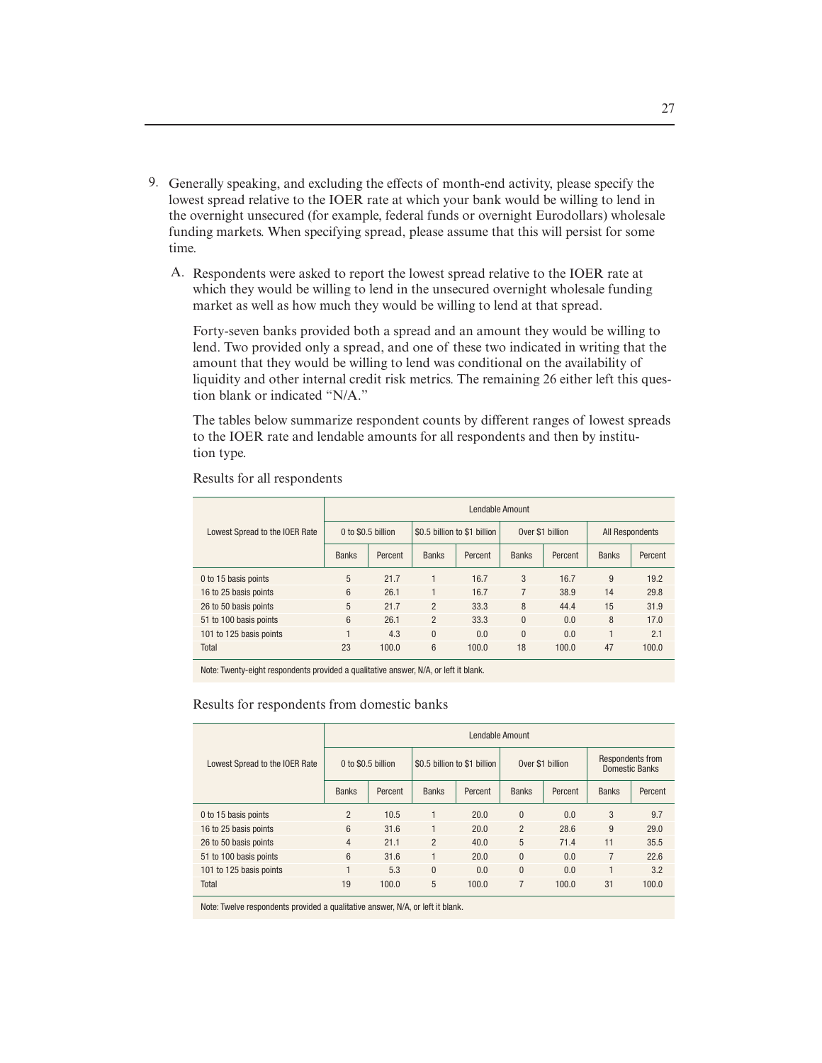9. Generally speaking, and excluding the effects of month-end activity, please specify the lowest spread relative to the IOER rate at which your bank would be willing to lend in the overnight unsecured (for example, federal funds or overnight Eurodollars) wholesale funding markets. When specifying spread, please assume that this will persist for some time.

   A. Respondents were asked to report the lowest spread relative to the IOER rate at which they would be willing to lend in the unsecured overnight wholesale funding market as well as how much they would be willing to lend at that spread.

   Forty-seven banks provided both a spread and an amount they would be willing to lend. Two provided only a spread, and one of these two indicated in writing that the amount that they would be willing to lend was conditional on the availability of liquidity and other internal credit risk metrics. The remaining 26 either left this question blank or indicated "N/A."

   The tables below summarize respondent counts by different ranges of lowest spreads to the IOER rate and lendable amounts for all respondents and then by institution type.

Results for all respondents

| Lowest Spread to the IOER Rate | Lendable Amount | | | | | | | |
|---|---|---|---|---|---|---|---|---|
| | 0 to $0.5 billion | | $0.5 billion to $1 billion | | Over $1 billion | | All Respondents | |
| | Banks | Percent | Banks | Percent | Banks | Percent | Banks | Percent |
| 0 to 15 basis points | 5 | 21.7 | 1 | 16.7 | 3 | 16.7 | 9 | 19.2 |
| 16 to 25 basis points | 6 | 26.1 | 1 | 16.7 | 7 | 38.9 | 14 | 29.8 |
| 26 to 50 basis points | 5 | 21.7 | 2 | 33.3 | 8 | 44.4 | 15 | 31.9 |
| 51 to 100 basis points | 6 | 26.1 | 2 | 33.3 | 0 | 0.0 | 8 | 17.0 |
| 101 to 125 basis points | 1 | 4.3 | 0 | 0.0 | 0 | 0.0 | 1 | 2.1 |
| Total | 23 | 100.0 | 6 | 100.0 | 18 | 100.0 | 47 | 100.0 |

Note: Twenty-eight respondents provided a qualitative answer, N/A, or left it blank.

Results for respondents from domestic banks

| Lowest Spread to the IOER Rate | Lendable Amount | | | | | | | |
|---|---|---|---|---|---|---|---|---|
| | 0 to $0.5 billion | | $0.5 billion to $1 billion | | Over $1 billion | | Respondents from Domestic Banks | |
| | Banks | Percent | Banks | Percent | Banks | Percent | Banks | Percent |
| 0 to 15 basis points | 2 | 10.5 | 1 | 20.0 | 0 | 0.0 | 3 | 9.7 |
| 16 to 25 basis points | 6 | 31.6 | 1 | 20.0 | 2 | 28.6 | 9 | 29.0 |
| 26 to 50 basis points | 4 | 21.1 | 2 | 40.0 | 5 | 71.4 | 11 | 35.5 |
| 51 to 100 basis points | 6 | 31.6 | 1 | 20.0 | 0 | 0.0 | 7 | 22.6 |
| 101 to 125 basis points | 1 | 5.3 | 0 | 0.0 | 0 | 0.0 | 1 | 3.2 |
| Total | 19 | 100.0 | 5 | 100.0 | 7 | 100.0 | 31 | 100.0 |

Note: Twelve respondents provided a qualitative answer, N/A, or left it blank.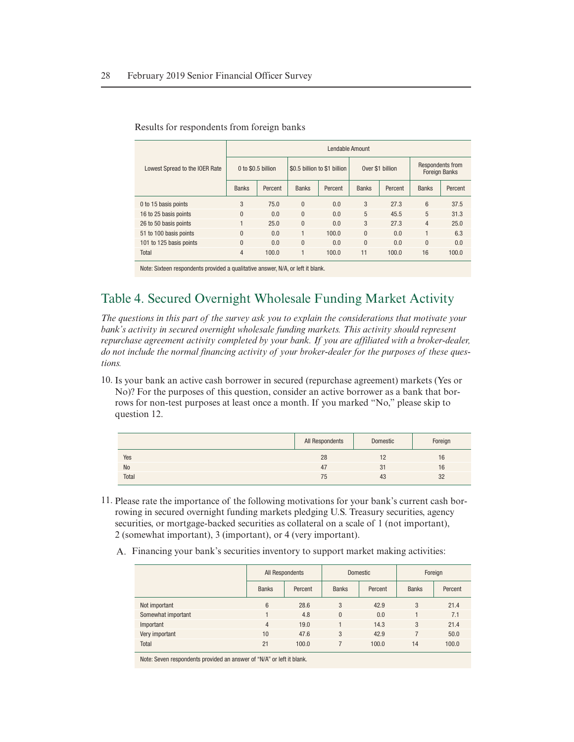Results for respondents from foreign banks

| Lowest Spread to the IOER Rate | Lendable Amount | | | | | | | |
|---|---|---|---|---|---|---|---|---|
| | 0 to $0.5 billion | | $0.5 billion to $1 billion | | Over $1 billion | | Respondents from Foreign Banks | |
| | Banks | Percent | Banks | Percent | Banks | Percent | Banks | Percent |
| 0 to 15 basis points | 3 | 75.0 | 0 | 0.0 | 3 | 27.3 | 6 | 37.5 |
| 16 to 25 basis points | 0 | 0.0 | 0 | 0.0 | 5 | 45.5 | 5 | 31.3 |
| 26 to 50 basis points | 1 | 25.0 | 0 | 0.0 | 3 | 27.3 | 4 | 25.0 |
| 51 to 100 basis points | 0 | 0.0 | 1 | 100.0 | 0 | 0.0 | 1 | 6.3 |
| 101 to 125 basis points | 0 | 0.0 | 0 | 0.0 | 0 | 0.0 | 0 | 0.0 |
| Total | 4 | 100.0 | 1 | 100.0 | 11 | 100.0 | 16 | 100.0 |

Note: Sixteen respondents provided a qualitative answer, N/A, or left it blank.

# Table 4. Secured Overnight Wholesale Funding Market Activity

*The questions in this part of the survey ask you to explain the considerations that motivate your bank's activity in secured overnight wholesale funding markets. This activity should represent repurchase agreement activity completed by your bank. If you are affiliated with a broker-dealer, do not include the normal financing activity of your broker-dealer for the purposes of these questions.*

10. Is your bank an active cash borrower in secured (repurchase agreement) markets (Yes or No)? For the purposes of this question, consider an active borrower as a bank that borrows for non-test purposes at least once a month. If you marked "No," please skip to question 12.

| | All Respondents | Domestic | Foreign |
|---|---|---|---|
| Yes | 28 | 12 | 16 |
| No | 47 | 31 | 16 |
| Total | 75 | 43 | 32 |

11. Please rate the importance of the following motivations for your bank's current cash borrowing in secured overnight funding markets pledging U.S. Treasury securities, agency securities, or mortgage-backed securities as collateral on a scale of 1 (not important), 2 (somewhat important), 3 (important), or 4 (very important).

A. Financing your bank's securities inventory to support market making activities:

| | All Respondents | | Domestic | | Foreign | |
|---|---|---|---|---|---|---|
| | Banks | Percent | Banks | Percent | Banks | Percent |
| Not important | 6 | 28.6 | 3 | 42.9 | 3 | 21.4 |
| Somewhat important | 1 | 4.8 | 0 | 0.0 | 1 | 7.1 |
| Important | 4 | 19.0 | 1 | 14.3 | 3 | 21.4 |
| Very important | 10 | 47.6 | 3 | 42.9 | 7 | 50.0 |
| Total | 21 | 100.0 | 7 | 100.0 | 14 | 100.0 |

Note: Seven respondents provided an answer of "N/A" or left it blank.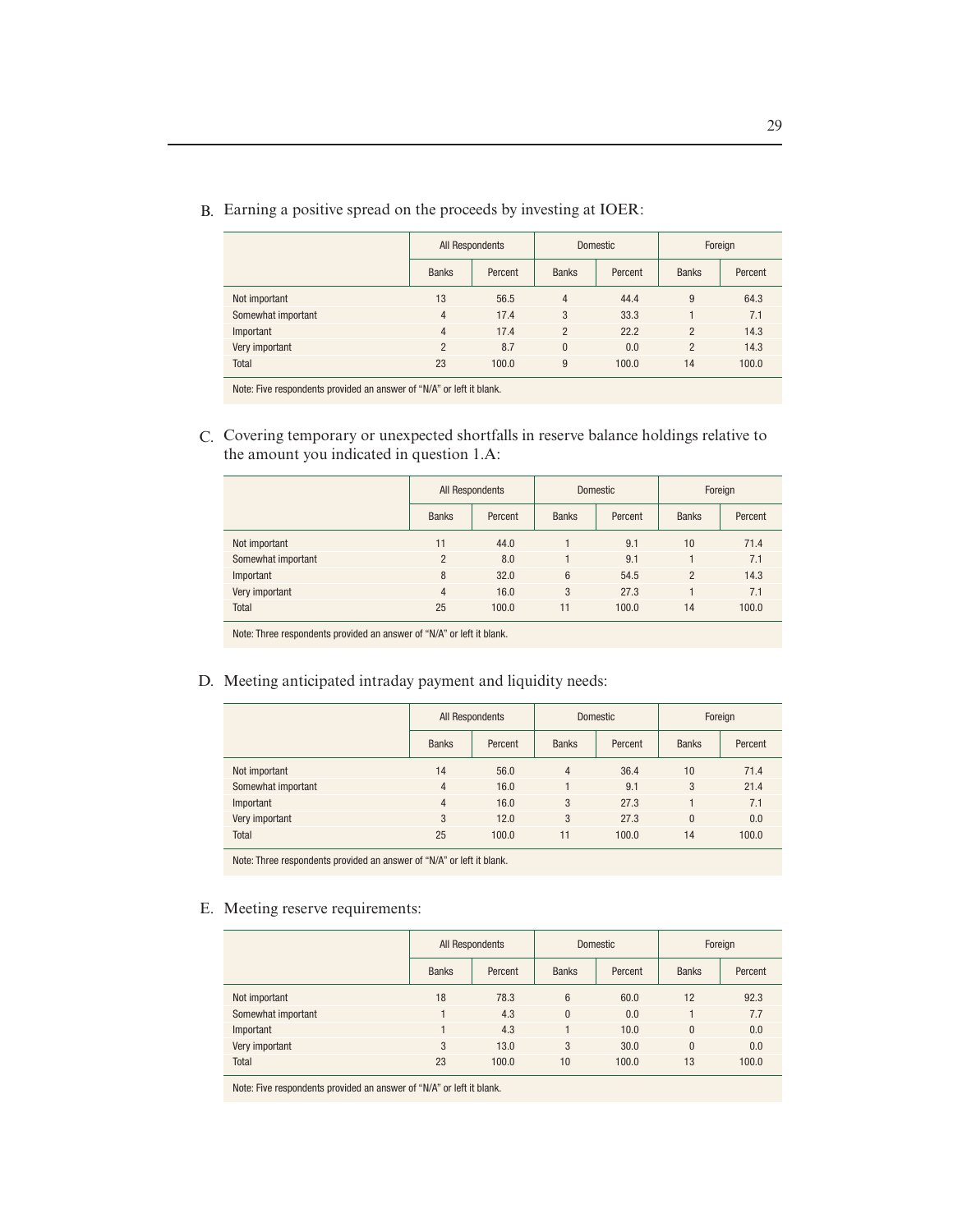B. Earning a positive spread on the proceeds by investing at IOER:

| | All Respondents | | Domestic | | Foreign | |
|---|---|---|---|---|---|---|
| | Banks | Percent | Banks | Percent | Banks | Percent |
| Not important | 13 | 56.5 | 4 | 44.4 | 9 | 64.3 |
| Somewhat important | 4 | 17.4 | 3 | 33.3 | 1 | 7.1 |
| Important | 4 | 17.4 | 2 | 22.2 | 2 | 14.3 |
| Very important | 2 | 8.7 | 0 | 0.0 | 2 | 14.3 |
| Total | 23 | 100.0 | 9 | 100.0 | 14 | 100.0 |

Note: Five respondents provided an answer of "N/A" or left it blank.

C. Covering temporary or unexpected shortfalls in reserve balance holdings relative to the amount you indicated in question 1.A:

| | All Respondents | | Domestic | | Foreign | |
|---|---|---|---|---|---|---|
| | Banks | Percent | Banks | Percent | Banks | Percent |
| Not important | 11 | 44.0 | 1 | 9.1 | 10 | 71.4 |
| Somewhat important | 2 | 8.0 | 1 | 9.1 | 1 | 7.1 |
| Important | 8 | 32.0 | 6 | 54.5 | 2 | 14.3 |
| Very important | 4 | 16.0 | 3 | 27.3 | 1 | 7.1 |
| Total | 25 | 100.0 | 11 | 100.0 | 14 | 100.0 |

Note: Three respondents provided an answer of "N/A" or left it blank.

D. Meeting anticipated intraday payment and liquidity needs:

| | All Respondents | | Domestic | | Foreign | |
|---|---|---|---|---|---|---|
| | Banks | Percent | Banks | Percent | Banks | Percent |
| Not important | 14 | 56.0 | 4 | 36.4 | 10 | 71.4 |
| Somewhat important | 4 | 16.0 | 1 | 9.1 | 3 | 21.4 |
| Important | 4 | 16.0 | 3 | 27.3 | 1 | 7.1 |
| Very important | 3 | 12.0 | 3 | 27.3 | 0 | 0.0 |
| Total | 25 | 100.0 | 11 | 100.0 | 14 | 100.0 |

Note: Three respondents provided an answer of "N/A" or left it blank.

E. Meeting reserve requirements:

| | All Respondents | | Domestic | | Foreign | |
|---|---|---|---|---|---|---|
| | Banks | Percent | Banks | Percent | Banks | Percent |
| Not important | 18 | 78.3 | 6 | 60.0 | 12 | 92.3 |
| Somewhat important | 1 | 4.3 | 0 | 0.0 | 1 | 7.7 |
| Important | 1 | 4.3 | 1 | 10.0 | 0 | 0.0 |
| Very important | 3 | 13.0 | 3 | 30.0 | 0 | 0.0 |
| Total | 23 | 100.0 | 10 | 100.0 | 13 | 100.0 |

Note: Five respondents provided an answer of "N/A" or left it blank.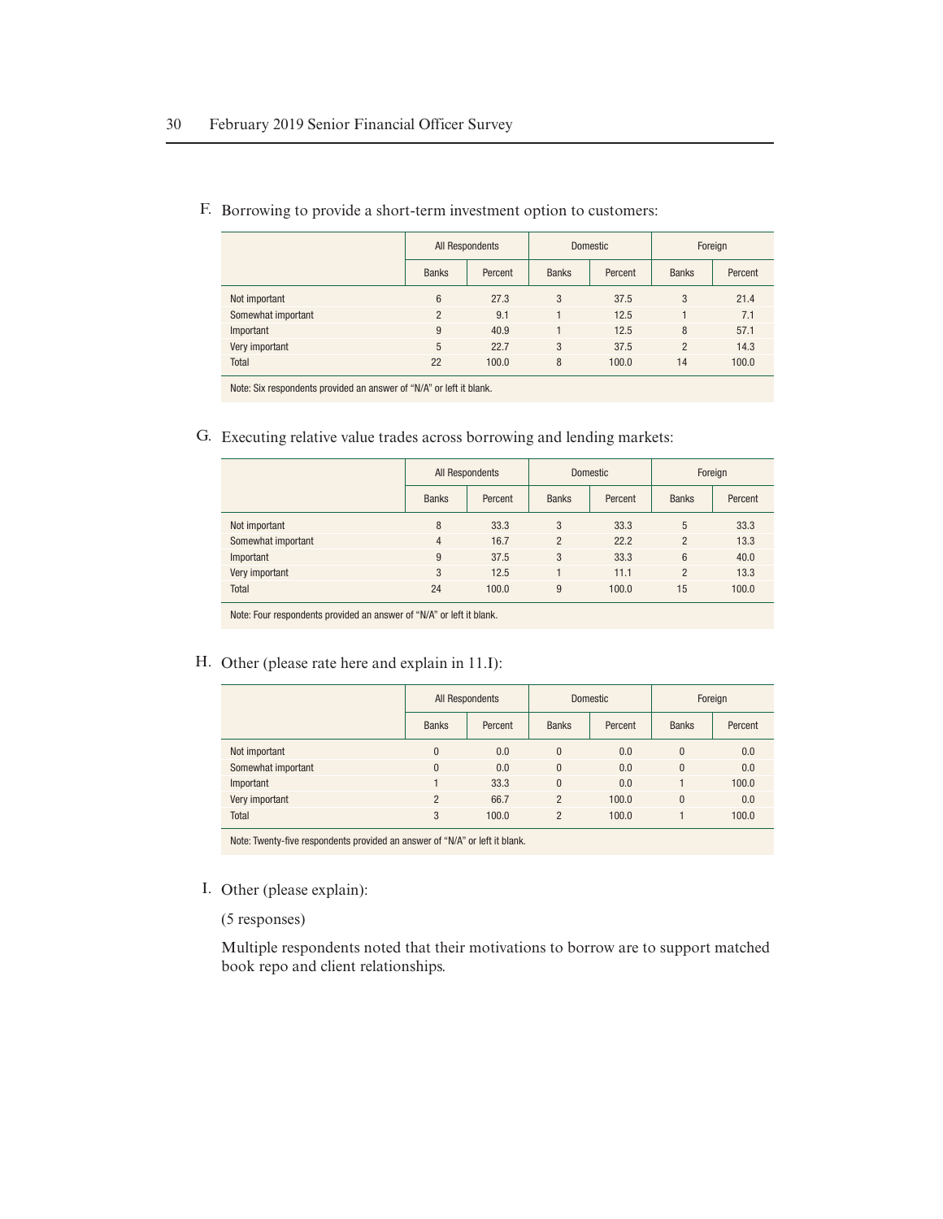F. Borrowing to provide a short-term investment option to customers:

| | All Respondents | | Domestic | | Foreign | |
|---|---|---|---|---|---|---|
| | Banks | Percent | Banks | Percent | Banks | Percent |
| Not important | 6 | 27.3 | 3 | 37.5 | 3 | 21.4 |
| Somewhat important | 2 | 9.1 | 1 | 12.5 | 1 | 7.1 |
| Important | 9 | 40.9 | 1 | 12.5 | 8 | 57.1 |
| Very important | 5 | 22.7 | 3 | 37.5 | 2 | 14.3 |
| Total | 22 | 100.0 | 8 | 100.0 | 14 | 100.0 |

Note: Six respondents provided an answer of "N/A" or left it blank.

G. Executing relative value trades across borrowing and lending markets:

| | All Respondents | | Domestic | | Foreign | |
|---|---|---|---|---|---|---|
| | Banks | Percent | Banks | Percent | Banks | Percent |
| Not important | 8 | 33.3 | 3 | 33.3 | 5 | 33.3 |
| Somewhat important | 4 | 16.7 | 2 | 22.2 | 2 | 13.3 |
| Important | 9 | 37.5 | 3 | 33.3 | 6 | 40.0 |
| Very important | 3 | 12.5 | 1 | 11.1 | 2 | 13.3 |
| Total | 24 | 100.0 | 9 | 100.0 | 15 | 100.0 |

Note: Four respondents provided an answer of "N/A" or left it blank.

H. Other (please rate here and explain in 11.I):

| | All Respondents | | Domestic | | Foreign | |
|---|---|---|---|---|---|---|
| | Banks | Percent | Banks | Percent | Banks | Percent |
| Not important | 0 | 0.0 | 0 | 0.0 | 0 | 0.0 |
| Somewhat important | 0 | 0.0 | 0 | 0.0 | 0 | 0.0 |
| Important | 1 | 33.3 | 0 | 0.0 | 1 | 100.0 |
| Very important | 2 | 66.7 | 2 | 100.0 | 0 | 0.0 |
| Total | 3 | 100.0 | 2 | 100.0 | 1 | 100.0 |

Note: Twenty-five respondents provided an answer of "N/A" or left it blank.

I. Other (please explain):

(5 responses)

Multiple respondents noted that their motivations to borrow are to support matched book repo and client relationships.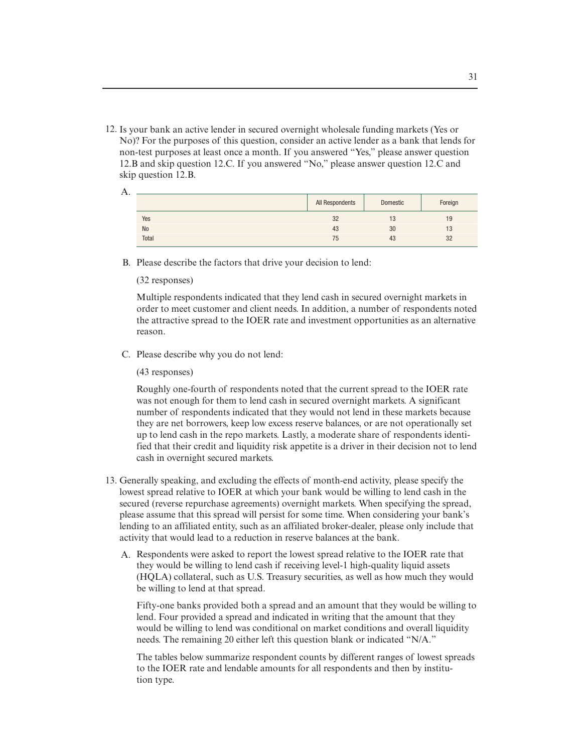12. Is your bank an active lender in secured overnight wholesale funding markets (Yes or No)? For the purposes of this question, consider an active lender as a bank that lends for non-test purposes at least once a month. If you answered "Yes," please answer question 12.B and skip question 12.C. If you answered "No," please answer question 12.C and skip question 12.B.

   A.

   | | All Respondents | Domestic | Foreign |
   |---|---|---|---|
   | Yes | 32 | 13 | 19 |
   | No | 43 | 30 | 13 |
   | Total | 75 | 43 | 32 |

   B. Please describe the factors that drive your decision to lend:

   (32 responses)

   Multiple respondents indicated that they lend cash in secured overnight markets in order to meet customer and client needs. In addition, a number of respondents noted the attractive spread to the IOER rate and investment opportunities as an alternative reason.

   C. Please describe why you do not lend:

   (43 responses)

   Roughly one-fourth of respondents noted that the current spread to the IOER rate was not enough for them to lend cash in secured overnight markets. A significant number of respondents indicated that they would not lend in these markets because they are net borrowers, keep low excess reserve balances, or are not operationally set up to lend cash in the repo markets. Lastly, a moderate share of respondents identified that their credit and liquidity risk appetite is a driver in their decision not to lend cash in overnight secured markets.

13. Generally speaking, and excluding the effects of month-end activity, please specify the lowest spread relative to IOER at which your bank would be willing to lend cash in the secured (reverse repurchase agreements) overnight markets. When specifying the spread, please assume that this spread will persist for some time. When considering your bank's lending to an affiliated entity, such as an affiliated broker-dealer, please only include that activity that would lead to a reduction in reserve balances at the bank.

   A. Respondents were asked to report the lowest spread relative to the IOER rate that they would be willing to lend cash if receiving level-1 high-quality liquid assets (HQLA) collateral, such as U.S. Treasury securities, as well as how much they would be willing to lend at that spread.

   Fifty-one banks provided both a spread and an amount that they would be willing to lend. Four provided a spread and indicated in writing that the amount that they would be willing to lend was conditional on market conditions and overall liquidity needs. The remaining 20 either left this question blank or indicated "N/A."

   The tables below summarize respondent counts by different ranges of lowest spreads to the IOER rate and lendable amounts for all respondents and then by institution type.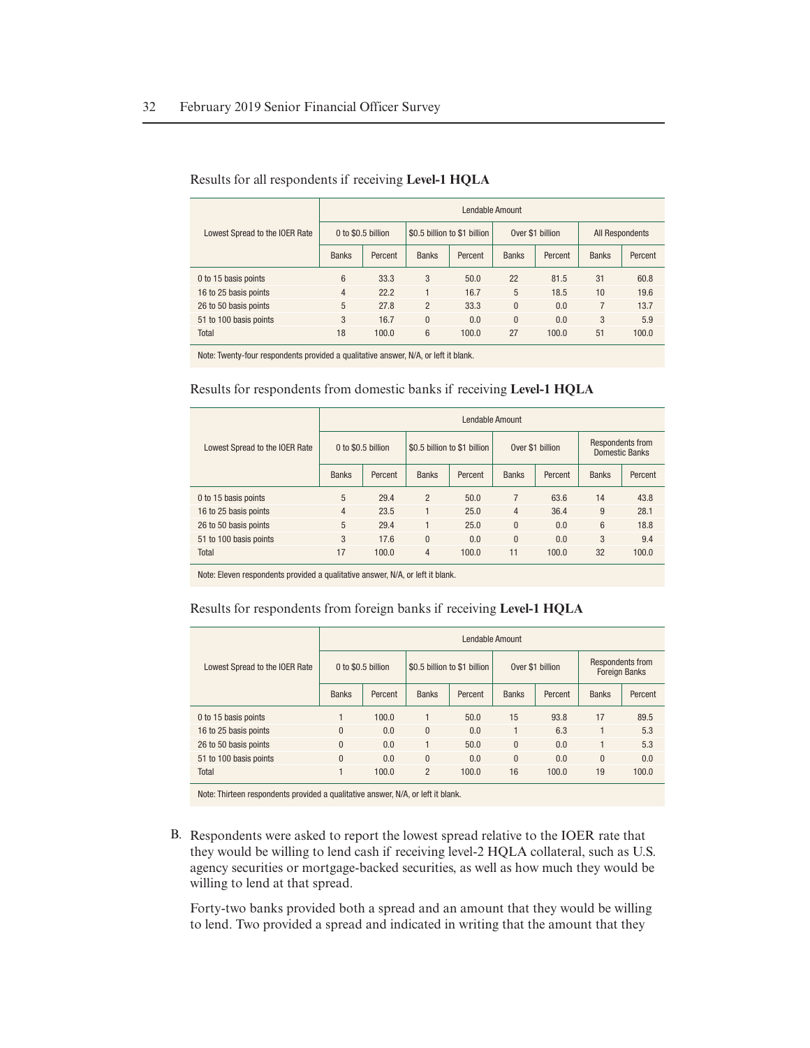Results for all respondents if receiving **Level-1 HQLA**

| Lowest Spread to the IOER Rate | Lendable Amount | | | | | | | |
|---|---|---|---|---|---|---|---|---|
| | 0 to $0.5 billion | | $0.5 billion to $1 billion | | Over $1 billion | | All Respondents | |
| | Banks | Percent | Banks | Percent | Banks | Percent | Banks | Percent |
| 0 to 15 basis points | 6 | 33.3 | 3 | 50.0 | 22 | 81.5 | 31 | 60.8 |
| 16 to 25 basis points | 4 | 22.2 | 1 | 16.7 | 5 | 18.5 | 10 | 19.6 |
| 26 to 50 basis points | 5 | 27.8 | 2 | 33.3 | 0 | 0.0 | 7 | 13.7 |
| 51 to 100 basis points | 3 | 16.7 | 0 | 0.0 | 0 | 0.0 | 3 | 5.9 |
| Total | 18 | 100.0 | 6 | 100.0 | 27 | 100.0 | 51 | 100.0 |

Note: Twenty-four respondents provided a qualitative answer, N/A, or left it blank.

Results for respondents from domestic banks if receiving **Level-1 HQLA**

| Lowest Spread to the IOER Rate | Lendable Amount | | | | | | | |
|---|---|---|---|---|---|---|---|---|
| | 0 to $0.5 billion | | $0.5 billion to $1 billion | | Over $1 billion | | Respondents from Domestic Banks | |
| | Banks | Percent | Banks | Percent | Banks | Percent | Banks | Percent |
| 0 to 15 basis points | 5 | 29.4 | 2 | 50.0 | 7 | 63.6 | 14 | 43.8 |
| 16 to 25 basis points | 4 | 23.5 | 1 | 25.0 | 4 | 36.4 | 9 | 28.1 |
| 26 to 50 basis points | 5 | 29.4 | 1 | 25.0 | 0 | 0.0 | 6 | 18.8 |
| 51 to 100 basis points | 3 | 17.6 | 0 | 0.0 | 0 | 0.0 | 3 | 9.4 |
| Total | 17 | 100.0 | 4 | 100.0 | 11 | 100.0 | 32 | 100.0 |

Note: Eleven respondents provided a qualitative answer, N/A, or left it blank.

Results for respondents from foreign banks if receiving **Level-1 HQLA**

| Lowest Spread to the IOER Rate | Lendable Amount | | | | | | | |
|---|---|---|---|---|---|---|---|---|
| | 0 to $0.5 billion | | $0.5 billion to $1 billion | | Over $1 billion | | Respondents from Foreign Banks | |
| | Banks | Percent | Banks | Percent | Banks | Percent | Banks | Percent |
| 0 to 15 basis points | 1 | 100.0 | 1 | 50.0 | 15 | 93.8 | 17 | 89.5 |
| 16 to 25 basis points | 0 | 0.0 | 0 | 0.0 | 1 | 6.3 | 1 | 5.3 |
| 26 to 50 basis points | 0 | 0.0 | 1 | 50.0 | 0 | 0.0 | 1 | 5.3 |
| 51 to 100 basis points | 0 | 0.0 | 0 | 0.0 | 0 | 0.0 | 0 | 0.0 |
| Total | 1 | 100.0 | 2 | 100.0 | 16 | 100.0 | 19 | 100.0 |

Note: Thirteen respondents provided a qualitative answer, N/A, or left it blank.

B. Respondents were asked to report the lowest spread relative to the IOER rate that they would be willing to lend cash if receiving level-2 HQLA collateral, such as U.S. agency securities or mortgage-backed securities, as well as how much they would be willing to lend at that spread.

Forty-two banks provided both a spread and an amount that they would be willing to lend. Two provided a spread and indicated in writing that the amount that they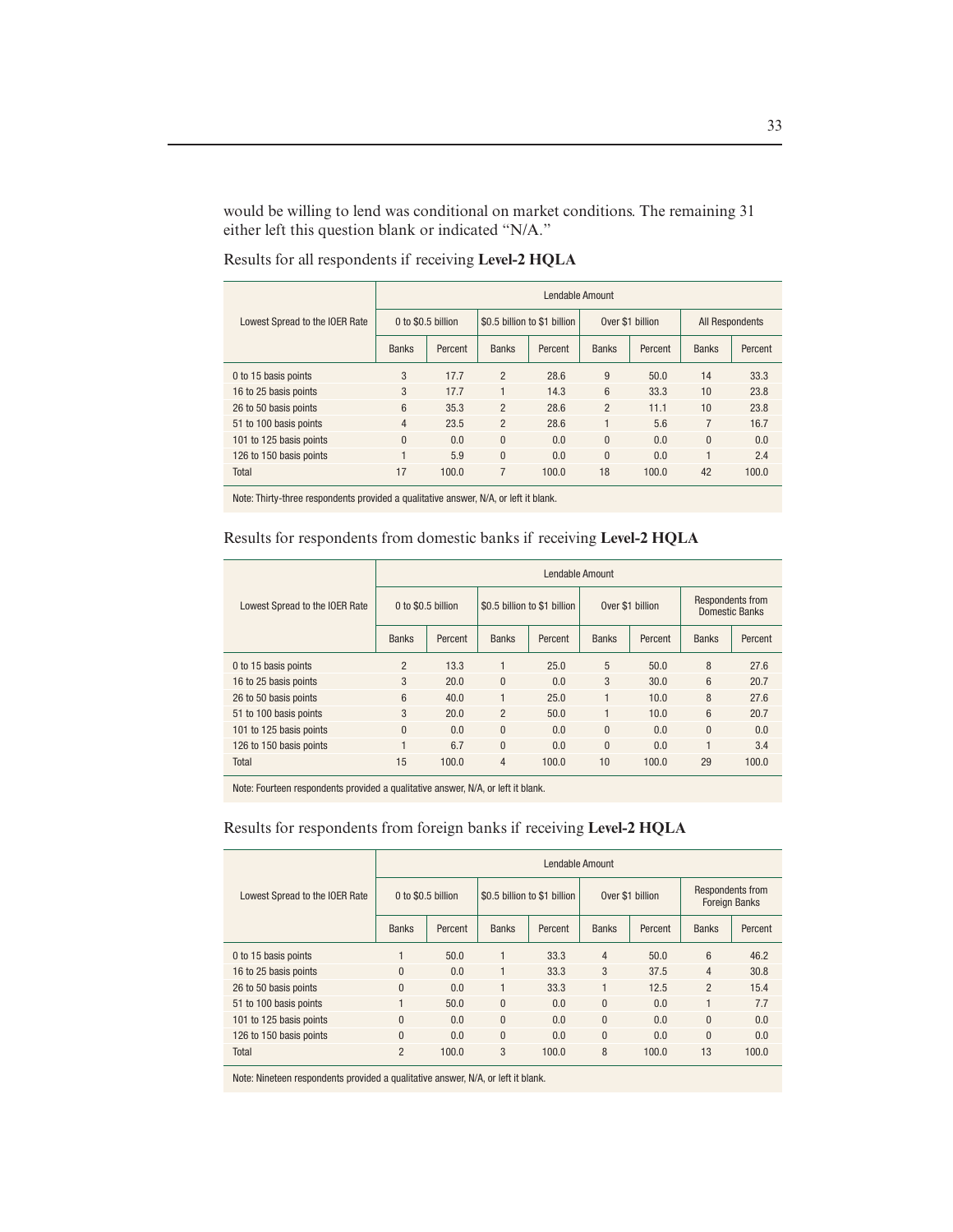would be willing to lend was conditional on market conditions. The remaining 31 either left this question blank or indicated "N/A."

Results for all respondents if receiving **Level-2 HQLA**

| Lowest Spread to the IOER Rate | Lendable Amount | | | | | | | |
|---|---|---|---|---|---|---|---|---|
| | 0 to $0.5 billion | | $0.5 billion to $1 billion | | Over $1 billion | | All Respondents | |
| | Banks | Percent | Banks | Percent | Banks | Percent | Banks | Percent |
| 0 to 15 basis points | 3 | 17.7 | 2 | 28.6 | 9 | 50.0 | 14 | 33.3 |
| 16 to 25 basis points | 3 | 17.7 | 1 | 14.3 | 6 | 33.3 | 10 | 23.8 |
| 26 to 50 basis points | 6 | 35.3 | 2 | 28.6 | 2 | 11.1 | 10 | 23.8 |
| 51 to 100 basis points | 4 | 23.5 | 2 | 28.6 | 1 | 5.6 | 7 | 16.7 |
| 101 to 125 basis points | 0 | 0.0 | 0 | 0.0 | 0 | 0.0 | 0 | 0.0 |
| 126 to 150 basis points | 1 | 5.9 | 0 | 0.0 | 0 | 0.0 | 1 | 2.4 |
| Total | 17 | 100.0 | 7 | 100.0 | 18 | 100.0 | 42 | 100.0 |

Note: Thirty-three respondents provided a qualitative answer, N/A, or left it blank.

Results for respondents from domestic banks if receiving **Level-2 HQLA**

| Lowest Spread to the IOER Rate | Lendable Amount | | | | | | | |
|---|---|---|---|---|---|---|---|---|
| | 0 to $0.5 billion | | $0.5 billion to $1 billion | | Over $1 billion | | Respondents from Domestic Banks | |
| | Banks | Percent | Banks | Percent | Banks | Percent | Banks | Percent |
| 0 to 15 basis points | 2 | 13.3 | 1 | 25.0 | 5 | 50.0 | 8 | 27.6 |
| 16 to 25 basis points | 3 | 20.0 | 0 | 0.0 | 3 | 30.0 | 6 | 20.7 |
| 26 to 50 basis points | 6 | 40.0 | 1 | 25.0 | 1 | 10.0 | 8 | 27.6 |
| 51 to 100 basis points | 3 | 20.0 | 2 | 50.0 | 1 | 10.0 | 6 | 20.7 |
| 101 to 125 basis points | 0 | 0.0 | 0 | 0.0 | 0 | 0.0 | 0 | 0.0 |
| 126 to 150 basis points | 1 | 6.7 | 0 | 0.0 | 0 | 0.0 | 1 | 3.4 |
| Total | 15 | 100.0 | 4 | 100.0 | 10 | 100.0 | 29 | 100.0 |

Note: Fourteen respondents provided a qualitative answer, N/A, or left it blank.

Results for respondents from foreign banks if receiving **Level-2 HQLA**

| Lowest Spread to the IOER Rate | Lendable Amount | | | | | | | |
|---|---|---|---|---|---|---|---|---|
| | 0 to $0.5 billion | | $0.5 billion to $1 billion | | Over $1 billion | | Respondents from Foreign Banks | |
| | Banks | Percent | Banks | Percent | Banks | Percent | Banks | Percent |
| 0 to 15 basis points | 1 | 50.0 | 1 | 33.3 | 4 | 50.0 | 6 | 46.2 |
| 16 to 25 basis points | 0 | 0.0 | 1 | 33.3 | 3 | 37.5 | 4 | 30.8 |
| 26 to 50 basis points | 0 | 0.0 | 1 | 33.3 | 1 | 12.5 | 2 | 15.4 |
| 51 to 100 basis points | 1 | 50.0 | 0 | 0.0 | 0 | 0.0 | 1 | 7.7 |
| 101 to 125 basis points | 0 | 0.0 | 0 | 0.0 | 0 | 0.0 | 0 | 0.0 |
| 126 to 150 basis points | 0 | 0.0 | 0 | 0.0 | 0 | 0.0 | 0 | 0.0 |
| Total | 2 | 100.0 | 3 | 100.0 | 8 | 100.0 | 13 | 100.0 |

Note: Nineteen respondents provided a qualitative answer, N/A, or left it blank.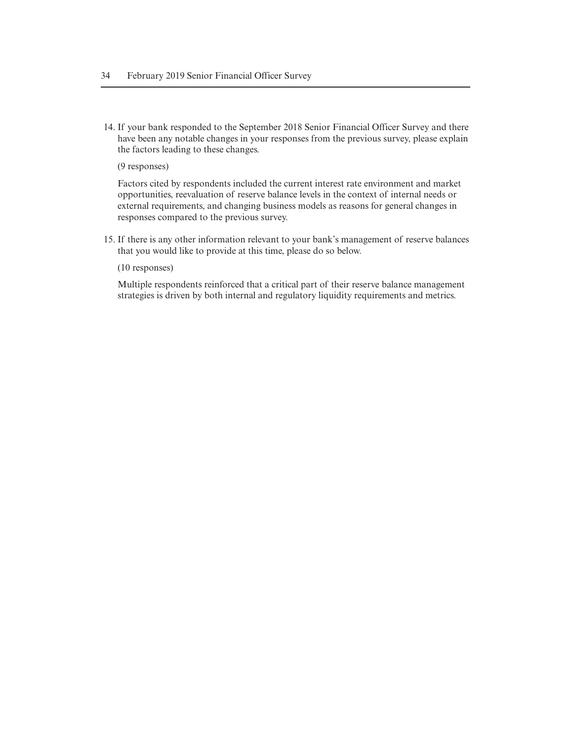14. If your bank responded to the September 2018 Senior Financial Officer Survey and there have been any notable changes in your responses from the previous survey, please explain the factors leading to these changes.

    (9 responses)

    Factors cited by respondents included the current interest rate environment and market opportunities, reevaluation of reserve balance levels in the context of internal needs or external requirements, and changing business models as reasons for general changes in responses compared to the previous survey.

15. If there is any other information relevant to your bank's management of reserve balances that you would like to provide at this time, please do so below.

    (10 responses)

    Multiple respondents reinforced that a critical part of their reserve balance management strategies is driven by both internal and regulatory liquidity requirements and metrics.